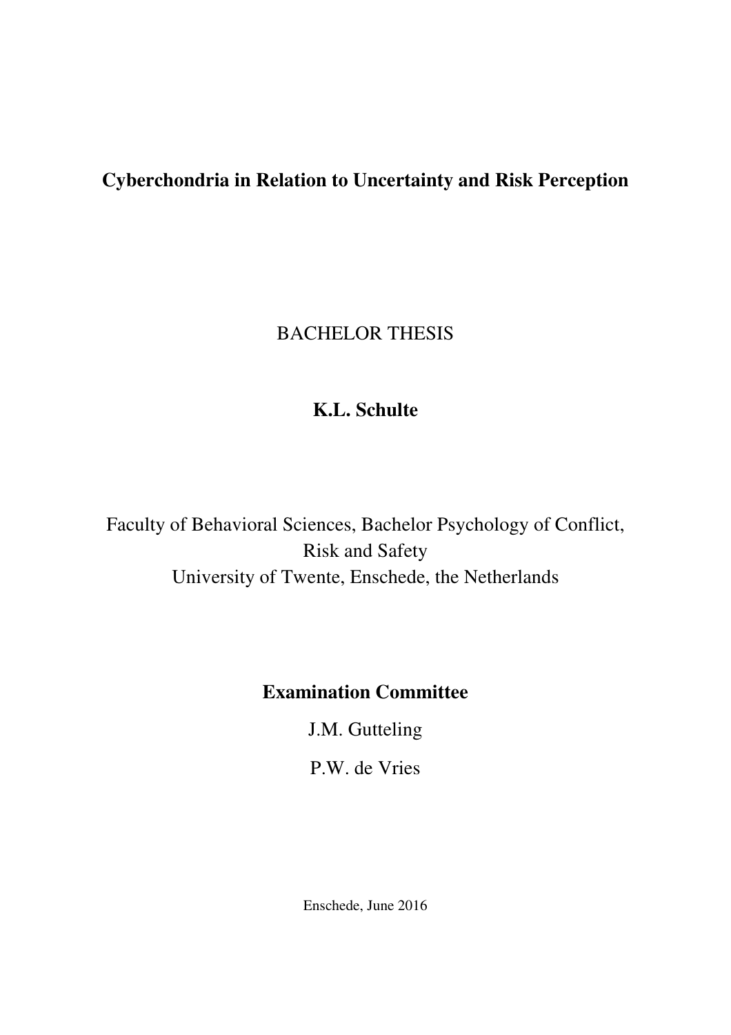# Cyberchondria in Relation to Uncertainty and Risk Perception

BACHELOR THESIS

**K.L. Schulte**

Faculty of Behavioral Sciences, Bachelor Psychology of Conflict, Risk and Safety
University of Twente, Enschede, the Netherlands

**Examination Committee**

J.M. Gutteling

P.W. de Vries

Enschede, June 2016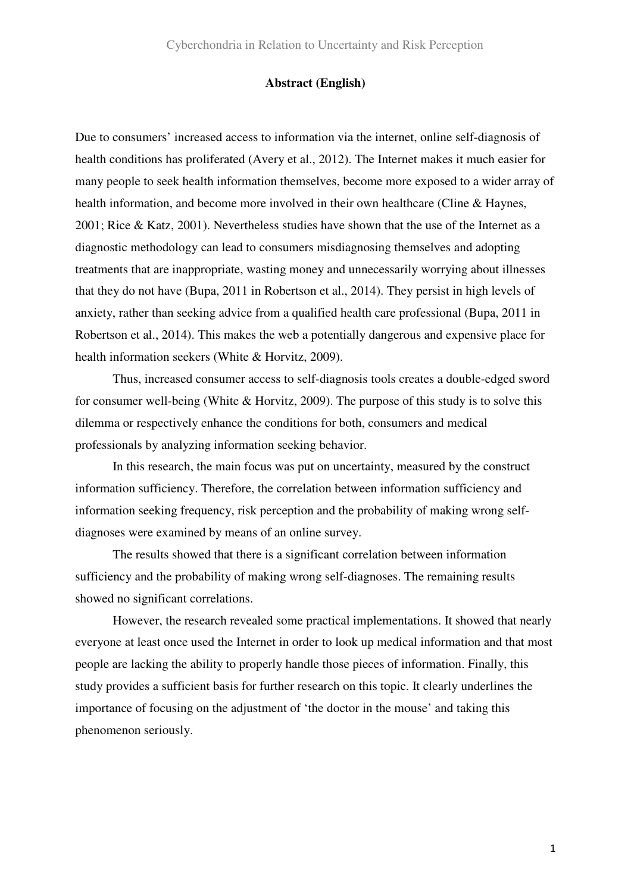## Abstract (English)

Due to consumers' increased access to information via the internet, online self-diagnosis of health conditions has proliferated (Avery et al., 2012). The Internet makes it much easier for many people to seek health information themselves, become more exposed to a wider array of health information, and become more involved in their own healthcare (Cline & Haynes, 2001; Rice & Katz, 2001). Nevertheless studies have shown that the use of the Internet as a diagnostic methodology can lead to consumers misdiagnosing themselves and adopting treatments that are inappropriate, wasting money and unnecessarily worrying about illnesses that they do not have (Bupa, 2011 in Robertson et al., 2014). They persist in high levels of anxiety, rather than seeking advice from a qualified health care professional (Bupa, 2011 in Robertson et al., 2014). This makes the web a potentially dangerous and expensive place for health information seekers (White & Horvitz, 2009).

Thus, increased consumer access to self-diagnosis tools creates a double-edged sword for consumer well-being (White & Horvitz, 2009). The purpose of this study is to solve this dilemma or respectively enhance the conditions for both, consumers and medical professionals by analyzing information seeking behavior.

In this research, the main focus was put on uncertainty, measured by the construct information sufficiency. Therefore, the correlation between information sufficiency and information seeking frequency, risk perception and the probability of making wrong self-diagnoses were examined by means of an online survey.

The results showed that there is a significant correlation between information sufficiency and the probability of making wrong self-diagnoses. The remaining results showed no significant correlations.

However, the research revealed some practical implementations. It showed that nearly everyone at least once used the Internet in order to look up medical information and that most people are lacking the ability to properly handle those pieces of information. Finally, this study provides a sufficient basis for further research on this topic. It clearly underlines the importance of focusing on the adjustment of 'the doctor in the mouse' and taking this phenomenon seriously.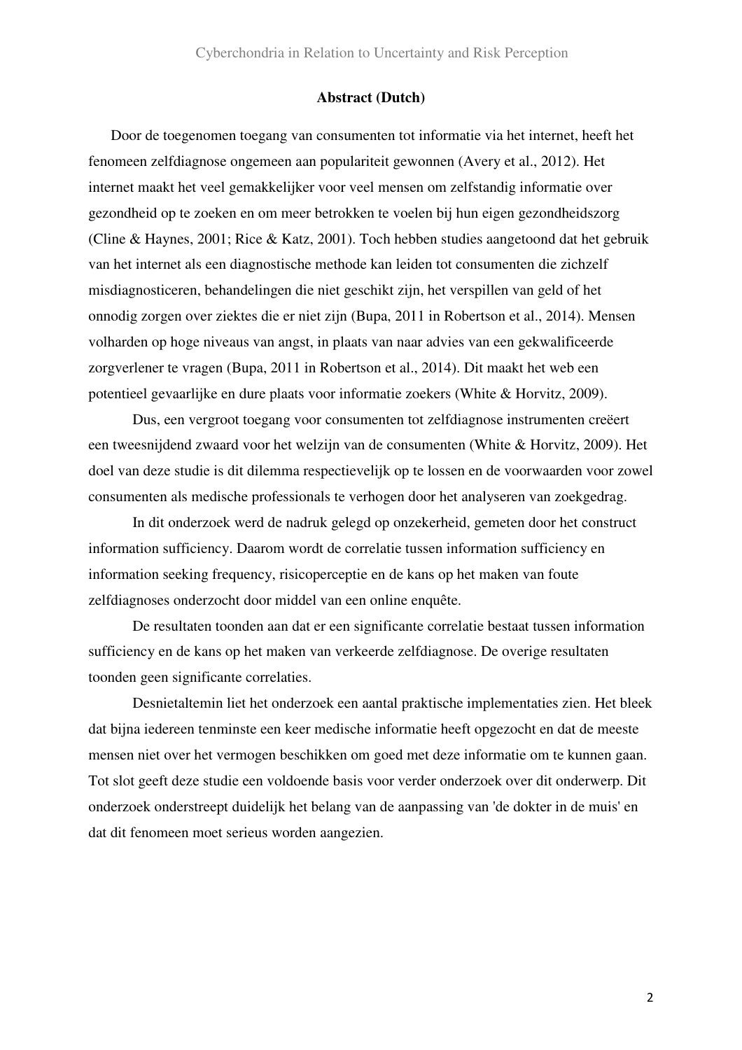**Abstract (Dutch)**

Door de toegenomen toegang van consumenten tot informatie via het internet, heeft het fenomeen zelfdiagnose ongemeen aan populariteit gewonnen (Avery et al., 2012). Het internet maakt het veel gemakkelijker voor veel mensen om zelfstandig informatie over gezondheid op te zoeken en om meer betrokken te voelen bij hun eigen gezondheidszorg (Cline & Haynes, 2001; Rice & Katz, 2001). Toch hebben studies aangetoond dat het gebruik van het internet als een diagnostische methode kan leiden tot consumenten die zichzelf misdiagnosticeren, behandelingen die niet geschikt zijn, het verspillen van geld of het onnodig zorgen over ziektes die er niet zijn (Bupa, 2011 in Robertson et al., 2014). Mensen volharden op hoge niveaus van angst, in plaats van naar advies van een gekwalificeerde zorgverlener te vragen (Bupa, 2011 in Robertson et al., 2014). Dit maakt het web een potentieel gevaarlijke en dure plaats voor informatie zoekers (White & Horvitz, 2009).

Dus, een vergroot toegang voor consumenten tot zelfdiagnose instrumenten creëert een tweesnijdend zwaard voor het welzijn van de consumenten (White & Horvitz, 2009). Het doel van deze studie is dit dilemma respectievelijk op te lossen en de voorwaarden voor zowel consumenten als medische professionals te verhogen door het analyseren van zoekgedrag.

In dit onderzoek werd de nadruk gelegd op onzekerheid, gemeten door het construct information sufficiency. Daarom wordt de correlatie tussen information sufficiency en information seeking frequency, risicoperceptie en de kans op het maken van foute zelfdiagnoses onderzocht door middel van een online enquête.

De resultaten toonden aan dat er een significante correlatie bestaat tussen information sufficiency en de kans op het maken van verkeerde zelfdiagnose. De overige resultaten toonden geen significante correlaties.

Desnietaltemin liet het onderzoek een aantal praktische implementaties zien. Het bleek dat bijna iedereen tenminste een keer medische informatie heeft opgezocht en dat de meeste mensen niet over het vermogen beschikken om goed met deze informatie om te kunnen gaan. Tot slot geeft deze studie een voldoende basis voor verder onderzoek over dit onderwerp. Dit onderzoek onderstreept duidelijk het belang van de aanpassing van 'de dokter in de muis' en dat dit fenomeen moet serieus worden aangezien.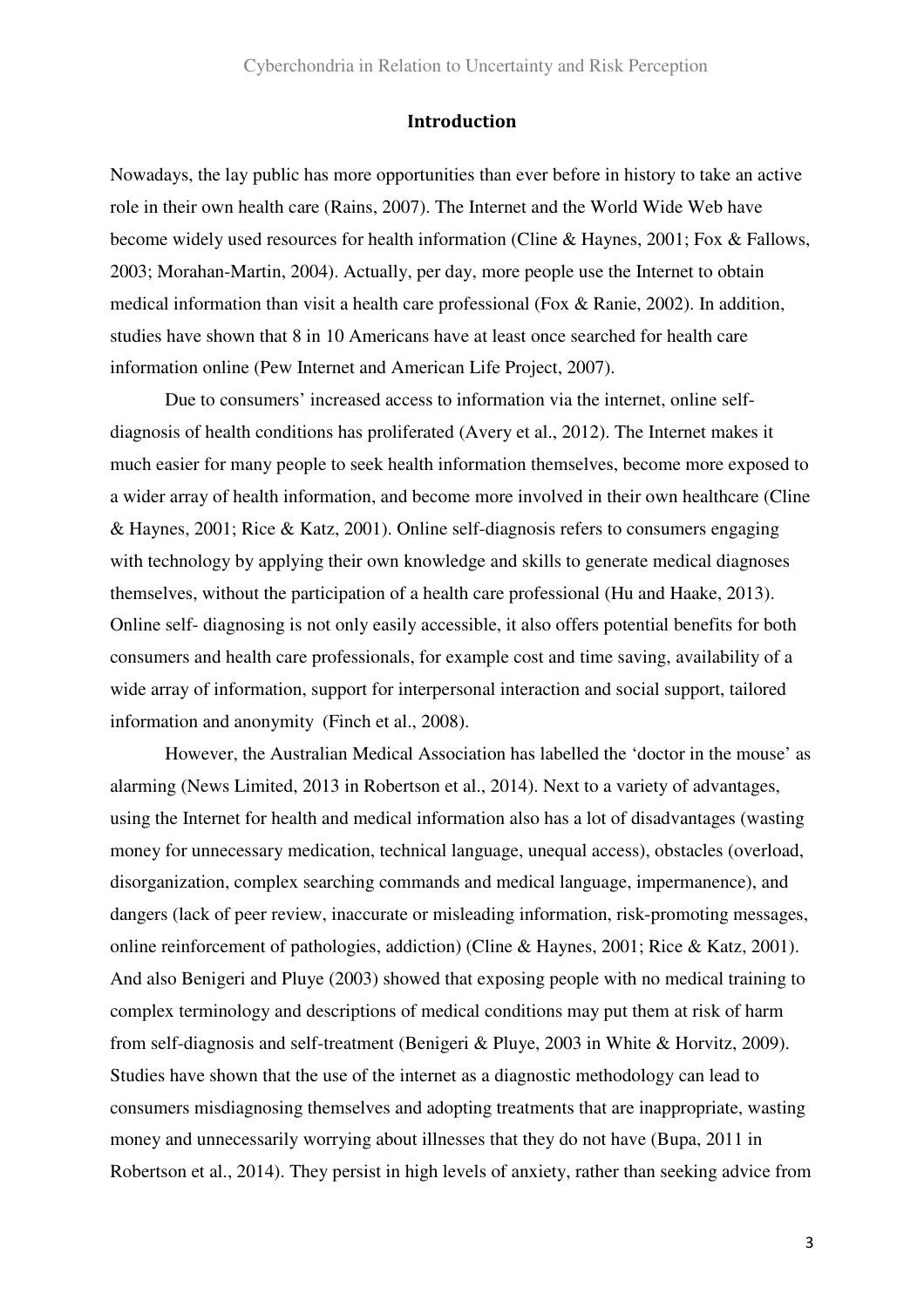## Introduction

Nowadays, the lay public has more opportunities than ever before in history to take an active role in their own health care (Rains, 2007). The Internet and the World Wide Web have become widely used resources for health information (Cline & Haynes, 2001; Fox & Fallows, 2003; Morahan-Martin, 2004). Actually, per day, more people use the Internet to obtain medical information than visit a health care professional (Fox & Ranie, 2002). In addition, studies have shown that 8 in 10 Americans have at least once searched for health care information online (Pew Internet and American Life Project, 2007).

Due to consumers' increased access to information via the internet, online self-diagnosis of health conditions has proliferated (Avery et al., 2012). The Internet makes it much easier for many people to seek health information themselves, become more exposed to a wider array of health information, and become more involved in their own healthcare (Cline & Haynes, 2001; Rice & Katz, 2001). Online self-diagnosis refers to consumers engaging with technology by applying their own knowledge and skills to generate medical diagnoses themselves, without the participation of a health care professional (Hu and Haake, 2013). Online self- diagnosing is not only easily accessible, it also offers potential benefits for both consumers and health care professionals, for example cost and time saving, availability of a wide array of information, support for interpersonal interaction and social support, tailored information and anonymity (Finch et al., 2008).

However, the Australian Medical Association has labelled the 'doctor in the mouse' as alarming (News Limited, 2013 in Robertson et al., 2014). Next to a variety of advantages, using the Internet for health and medical information also has a lot of disadvantages (wasting money for unnecessary medication, technical language, unequal access), obstacles (overload, disorganization, complex searching commands and medical language, impermanence), and dangers (lack of peer review, inaccurate or misleading information, risk-promoting messages, online reinforcement of pathologies, addiction) (Cline & Haynes, 2001; Rice & Katz, 2001). And also Benigeri and Pluye (2003) showed that exposing people with no medical training to complex terminology and descriptions of medical conditions may put them at risk of harm from self-diagnosis and self-treatment (Benigeri & Pluye, 2003 in White & Horvitz, 2009). Studies have shown that the use of the internet as a diagnostic methodology can lead to consumers misdiagnosing themselves and adopting treatments that are inappropriate, wasting money and unnecessarily worrying about illnesses that they do not have (Bupa, 2011 in Robertson et al., 2014). They persist in high levels of anxiety, rather than seeking advice from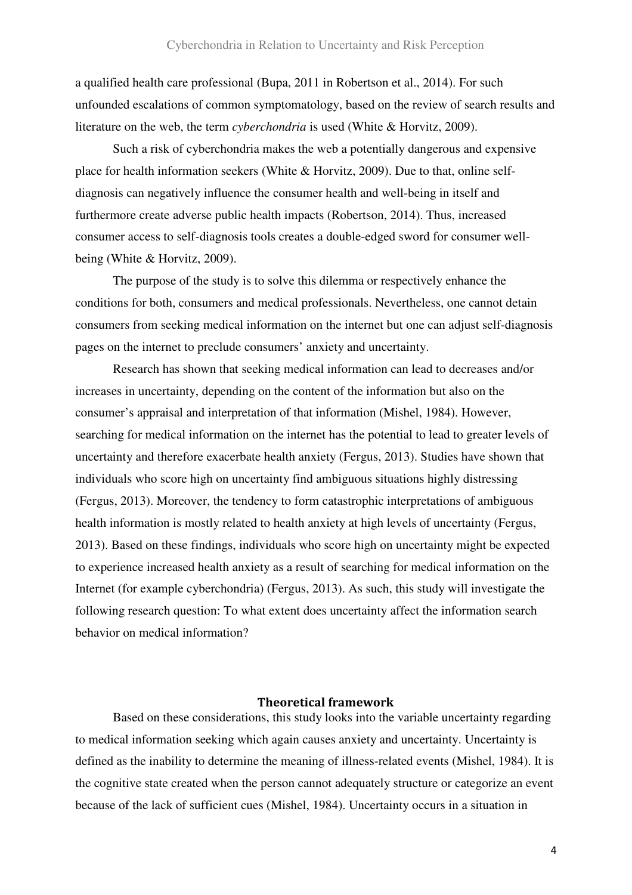a qualified health care professional (Bupa, 2011 in Robertson et al., 2014). For such unfounded escalations of common symptomatology, based on the review of search results and literature on the web, the term *cyberchondria* is used (White & Horvitz, 2009).

Such a risk of cyberchondria makes the web a potentially dangerous and expensive place for health information seekers (White & Horvitz, 2009). Due to that, online self-diagnosis can negatively influence the consumer health and well-being in itself and furthermore create adverse public health impacts (Robertson, 2014). Thus, increased consumer access to self-diagnosis tools creates a double-edged sword for consumer well-being (White & Horvitz, 2009).

The purpose of the study is to solve this dilemma or respectively enhance the conditions for both, consumers and medical professionals. Nevertheless, one cannot detain consumers from seeking medical information on the internet but one can adjust self-diagnosis pages on the internet to preclude consumers' anxiety and uncertainty.

Research has shown that seeking medical information can lead to decreases and/or increases in uncertainty, depending on the content of the information but also on the consumer's appraisal and interpretation of that information (Mishel, 1984). However, searching for medical information on the internet has the potential to lead to greater levels of uncertainty and therefore exacerbate health anxiety (Fergus, 2013). Studies have shown that individuals who score high on uncertainty find ambiguous situations highly distressing (Fergus, 2013). Moreover, the tendency to form catastrophic interpretations of ambiguous health information is mostly related to health anxiety at high levels of uncertainty (Fergus, 2013). Based on these findings, individuals who score high on uncertainty might be expected to experience increased health anxiety as a result of searching for medical information on the Internet (for example cyberchondria) (Fergus, 2013). As such, this study will investigate the following research question: To what extent does uncertainty affect the information search behavior on medical information?

## Theoretical framework

Based on these considerations, this study looks into the variable uncertainty regarding to medical information seeking which again causes anxiety and uncertainty. Uncertainty is defined as the inability to determine the meaning of illness-related events (Mishel, 1984). It is the cognitive state created when the person cannot adequately structure or categorize an event because of the lack of sufficient cues (Mishel, 1984). Uncertainty occurs in a situation in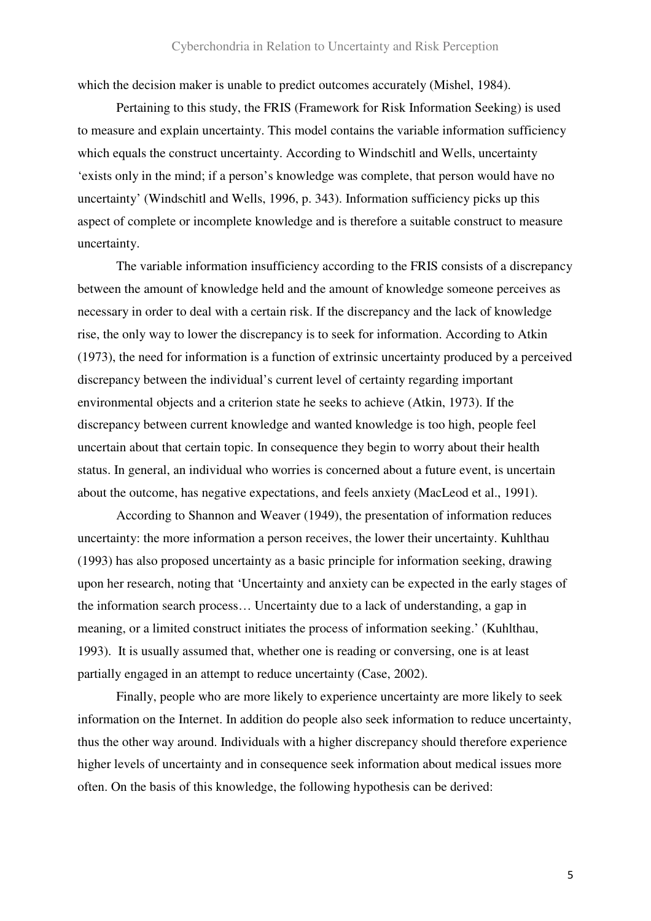which the decision maker is unable to predict outcomes accurately (Mishel, 1984).

Pertaining to this study, the FRIS (Framework for Risk Information Seeking) is used to measure and explain uncertainty. This model contains the variable information sufficiency which equals the construct uncertainty. According to Windschitl and Wells, uncertainty 'exists only in the mind; if a person's knowledge was complete, that person would have no uncertainty' (Windschitl and Wells, 1996, p. 343). Information sufficiency picks up this aspect of complete or incomplete knowledge and is therefore a suitable construct to measure uncertainty.

The variable information insufficiency according to the FRIS consists of a discrepancy between the amount of knowledge held and the amount of knowledge someone perceives as necessary in order to deal with a certain risk. If the discrepancy and the lack of knowledge rise, the only way to lower the discrepancy is to seek for information. According to Atkin (1973), the need for information is a function of extrinsic uncertainty produced by a perceived discrepancy between the individual's current level of certainty regarding important environmental objects and a criterion state he seeks to achieve (Atkin, 1973). If the discrepancy between current knowledge and wanted knowledge is too high, people feel uncertain about that certain topic. In consequence they begin to worry about their health status. In general, an individual who worries is concerned about a future event, is uncertain about the outcome, has negative expectations, and feels anxiety (MacLeod et al., 1991).

According to Shannon and Weaver (1949), the presentation of information reduces uncertainty: the more information a person receives, the lower their uncertainty. Kuhlthau (1993) has also proposed uncertainty as a basic principle for information seeking, drawing upon her research, noting that 'Uncertainty and anxiety can be expected in the early stages of the information search process… Uncertainty due to a lack of understanding, a gap in meaning, or a limited construct initiates the process of information seeking.' (Kuhlthau, 1993). It is usually assumed that, whether one is reading or conversing, one is at least partially engaged in an attempt to reduce uncertainty (Case, 2002).

Finally, people who are more likely to experience uncertainty are more likely to seek information on the Internet. In addition do people also seek information to reduce uncertainty, thus the other way around. Individuals with a higher discrepancy should therefore experience higher levels of uncertainty and in consequence seek information about medical issues more often. On the basis of this knowledge, the following hypothesis can be derived: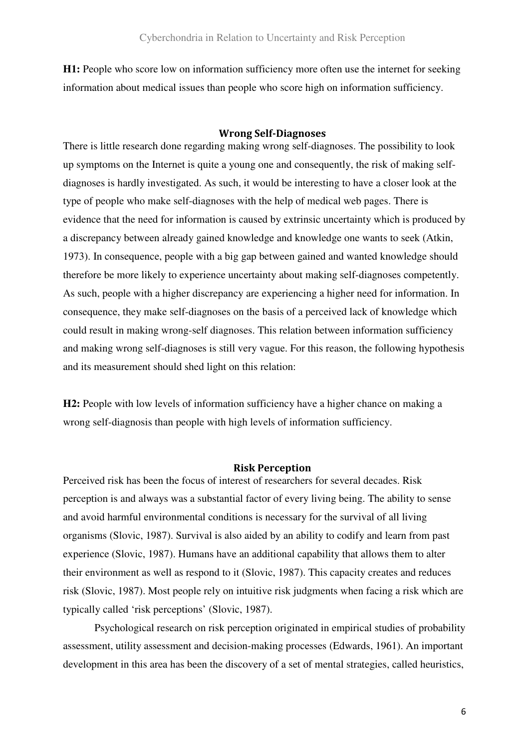**H1:** People who score low on information sufficiency more often use the internet for seeking information about medical issues than people who score high on information sufficiency.

## Wrong Self-Diagnoses

There is little research done regarding making wrong self-diagnoses. The possibility to look up symptoms on the Internet is quite a young one and consequently, the risk of making self-diagnoses is hardly investigated. As such, it would be interesting to have a closer look at the type of people who make self-diagnoses with the help of medical web pages. There is evidence that the need for information is caused by extrinsic uncertainty which is produced by a discrepancy between already gained knowledge and knowledge one wants to seek (Atkin, 1973). In consequence, people with a big gap between gained and wanted knowledge should therefore be more likely to experience uncertainty about making self-diagnoses competently. As such, people with a higher discrepancy are experiencing a higher need for information. In consequence, they make self-diagnoses on the basis of a perceived lack of knowledge which could result in making wrong-self diagnoses. This relation between information sufficiency and making wrong self-diagnoses is still very vague. For this reason, the following hypothesis and its measurement should shed light on this relation:

**H2:** People with low levels of information sufficiency have a higher chance on making a wrong self-diagnosis than people with high levels of information sufficiency.

## Risk Perception

Perceived risk has been the focus of interest of researchers for several decades. Risk perception is and always was a substantial factor of every living being. The ability to sense and avoid harmful environmental conditions is necessary for the survival of all living organisms (Slovic, 1987). Survival is also aided by an ability to codify and learn from past experience (Slovic, 1987). Humans have an additional capability that allows them to alter their environment as well as respond to it (Slovic, 1987). This capacity creates and reduces risk (Slovic, 1987). Most people rely on intuitive risk judgments when facing a risk which are typically called 'risk perceptions' (Slovic, 1987).

Psychological research on risk perception originated in empirical studies of probability assessment, utility assessment and decision-making processes (Edwards, 1961). An important development in this area has been the discovery of a set of mental strategies, called heuristics,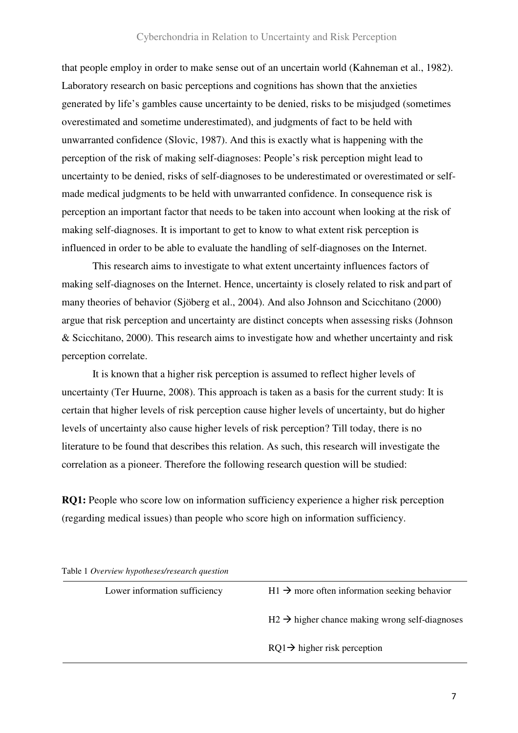that people employ in order to make sense out of an uncertain world (Kahneman et al., 1982). Laboratory research on basic perceptions and cognitions has shown that the anxieties generated by life's gambles cause uncertainty to be denied, risks to be misjudged (sometimes overestimated and sometime underestimated), and judgments of fact to be held with unwarranted confidence (Slovic, 1987). And this is exactly what is happening with the perception of the risk of making self-diagnoses: People's risk perception might lead to uncertainty to be denied, risks of self-diagnoses to be underestimated or overestimated or self-made medical judgments to be held with unwarranted confidence. In consequence risk is perception an important factor that needs to be taken into account when looking at the risk of making self-diagnoses. It is important to get to know to what extent risk perception is influenced in order to be able to evaluate the handling of self-diagnoses on the Internet.

This research aims to investigate to what extent uncertainty influences factors of making self-diagnoses on the Internet. Hence, uncertainty is closely related to risk and part of many theories of behavior (Sjöberg et al., 2004). And also Johnson and Scicchitano (2000) argue that risk perception and uncertainty are distinct concepts when assessing risks (Johnson & Scicchitano, 2000). This research aims to investigate how and whether uncertainty and risk perception correlate.

It is known that a higher risk perception is assumed to reflect higher levels of uncertainty (Ter Huurne, 2008). This approach is taken as a basis for the current study: It is certain that higher levels of risk perception cause higher levels of uncertainty, but do higher levels of uncertainty also cause higher levels of risk perception? Till today, there is no literature to be found that describes this relation. As such, this research will investigate the correlation as a pioneer. Therefore the following research question will be studied:

**RQ1:** People who score low on information sufficiency experience a higher risk perception (regarding medical issues) than people who score high on information sufficiency.

Table 1 *Overview hypotheses/research question*

| | |
|---|---|
| Lower information sufficiency | H1 → more often information seeking behavior |
| | H2 → higher chance making wrong self-diagnoses |
| | RQ1→ higher risk perception |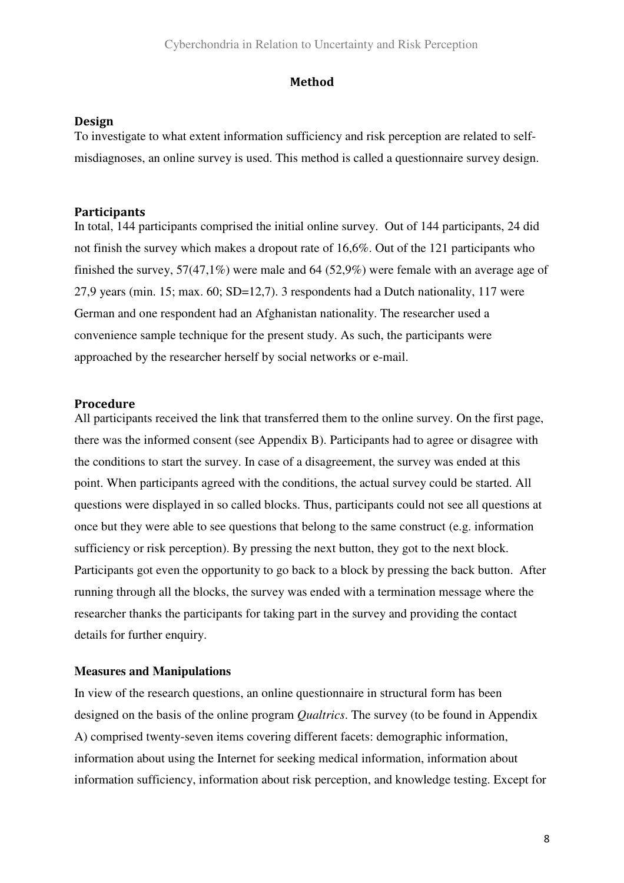## Method

### Design

To investigate to what extent information sufficiency and risk perception are related to self-misdiagnoses, an online survey is used. This method is called a questionnaire survey design.

### Participants

In total, 144 participants comprised the initial online survey. Out of 144 participants, 24 did not finish the survey which makes a dropout rate of 16,6%. Out of the 121 participants who finished the survey, 57(47,1%) were male and 64 (52,9%) were female with an average age of 27,9 years (min. 15; max. 60; SD=12,7). 3 respondents had a Dutch nationality, 117 were German and one respondent had an Afghanistan nationality. The researcher used a convenience sample technique for the present study. As such, the participants were approached by the researcher herself by social networks or e-mail.

### Procedure

All participants received the link that transferred them to the online survey. On the first page, there was the informed consent (see Appendix B). Participants had to agree or disagree with the conditions to start the survey. In case of a disagreement, the survey was ended at this point. When participants agreed with the conditions, the actual survey could be started. All questions were displayed in so called blocks. Thus, participants could not see all questions at once but they were able to see questions that belong to the same construct (e.g. information sufficiency or risk perception). By pressing the next button, they got to the next block. Participants got even the opportunity to go back to a block by pressing the back button. After running through all the blocks, the survey was ended with a termination message where the researcher thanks the participants for taking part in the survey and providing the contact details for further enquiry.

### Measures and Manipulations

In view of the research questions, an online questionnaire in structural form has been designed on the basis of the online program *Qualtrics*. The survey (to be found in Appendix A) comprised twenty-seven items covering different facets: demographic information, information about using the Internet for seeking medical information, information about information sufficiency, information about risk perception, and knowledge testing. Except for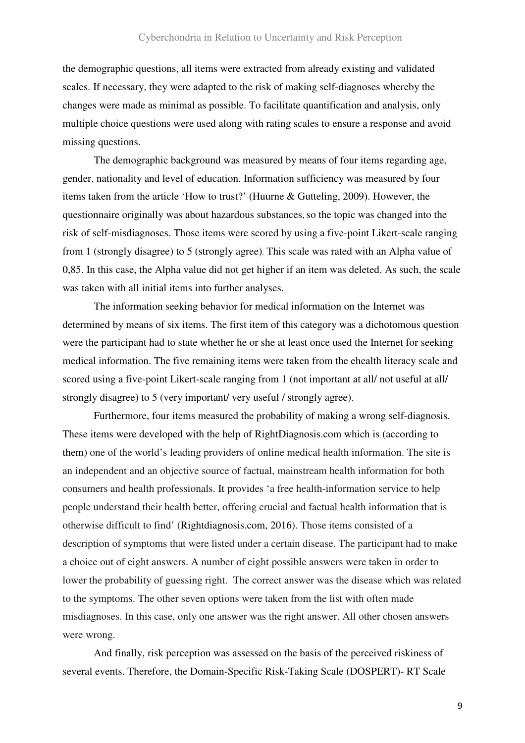the demographic questions, all items were extracted from already existing and validated scales. If necessary, they were adapted to the risk of making self-diagnoses whereby the changes were made as minimal as possible. To facilitate quantification and analysis, only multiple choice questions were used along with rating scales to ensure a response and avoid missing questions.

The demographic background was measured by means of four items regarding age, gender, nationality and level of education. Information sufficiency was measured by four items taken from the article 'How to trust?' (Huurne & Gutteling, 2009). However, the questionnaire originally was about hazardous substances, so the topic was changed into the risk of self-misdiagnoses. Those items were scored by using a five-point Likert-scale ranging from 1 (strongly disagree) to 5 (strongly agree). This scale was rated with an Alpha value of 0,85. In this case, the Alpha value did not get higher if an item was deleted. As such, the scale was taken with all initial items into further analyses.

The information seeking behavior for medical information on the Internet was determined by means of six items. The first item of this category was a dichotomous question were the participant had to state whether he or she at least once used the Internet for seeking medical information. The five remaining items were taken from the ehealth literacy scale and scored using a five-point Likert-scale ranging from 1 (not important at all/ not useful at all/ strongly disagree) to 5 (very important/ very useful / strongly agree).

Furthermore, four items measured the probability of making a wrong self-diagnosis. These items were developed with the help of RightDiagnosis.com which is (according to them) one of the world's leading providers of online medical health information. The site is an independent and an objective source of factual, mainstream health information for both consumers and health professionals. It provides 'a free health-information service to help people understand their health better, offering crucial and factual health information that is otherwise difficult to find' (Rightdiagnosis.com, 2016). Those items consisted of a description of symptoms that were listed under a certain disease. The participant had to make a choice out of eight answers. A number of eight possible answers were taken in order to lower the probability of guessing right. The correct answer was the disease which was related to the symptoms. The other seven options were taken from the list with often made misdiagnoses. In this case, only one answer was the right answer. All other chosen answers were wrong.

And finally, risk perception was assessed on the basis of the perceived riskiness of several events. Therefore, the Domain-Specific Risk-Taking Scale (DOSPERT)- RT Scale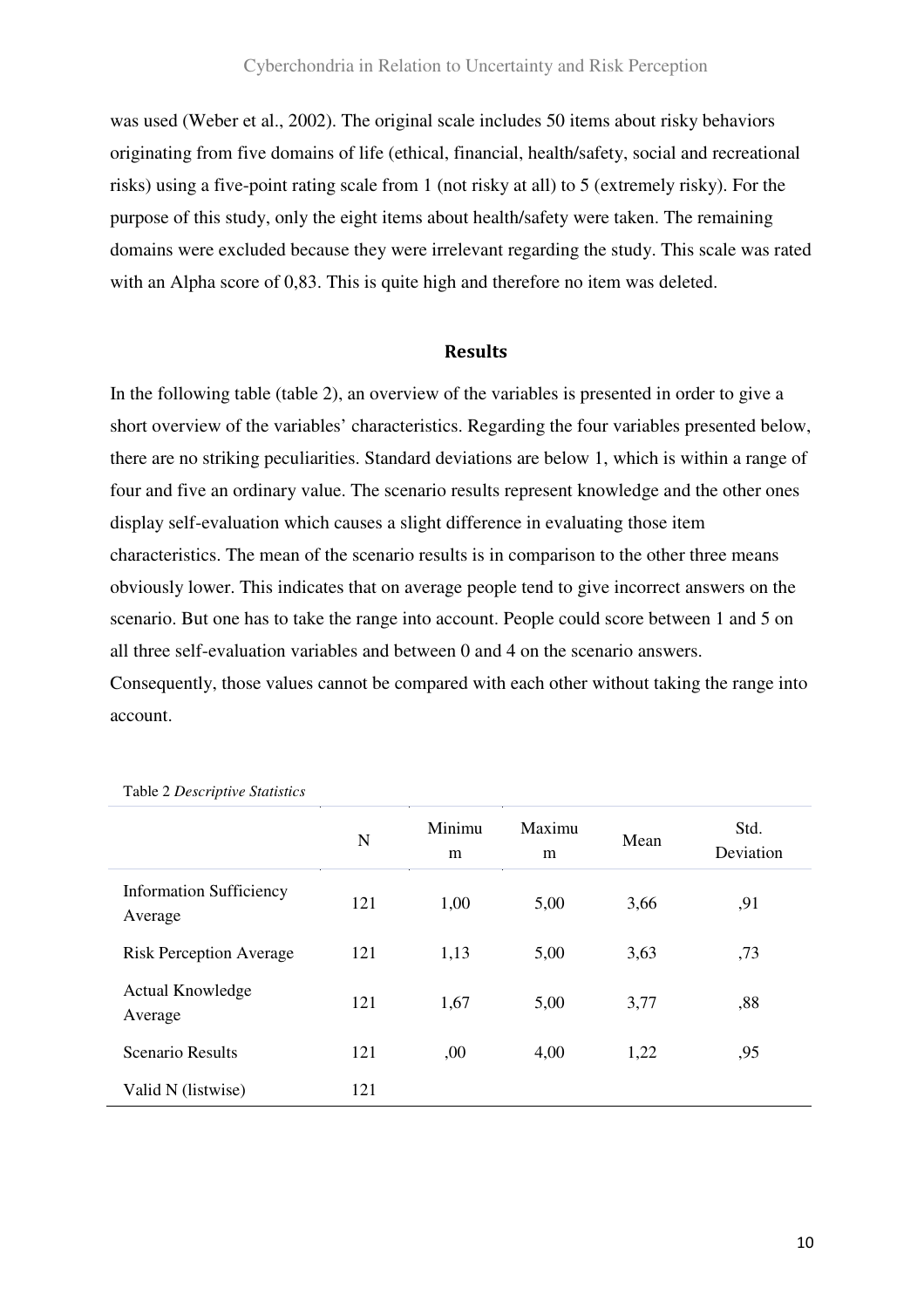was used (Weber et al., 2002). The original scale includes 50 items about risky behaviors originating from five domains of life (ethical, financial, health/safety, social and recreational risks) using a five-point rating scale from 1 (not risky at all) to 5 (extremely risky). For the purpose of this study, only the eight items about health/safety were taken. The remaining domains were excluded because they were irrelevant regarding the study. This scale was rated with an Alpha score of 0,83. This is quite high and therefore no item was deleted.

## Results

In the following table (table 2), an overview of the variables is presented in order to give a short overview of the variables' characteristics. Regarding the four variables presented below, there are no striking peculiarities. Standard deviations are below 1, which is within a range of four and five an ordinary value. The scenario results represent knowledge and the other ones display self-evaluation which causes a slight difference in evaluating those item characteristics. The mean of the scenario results is in comparison to the other three means obviously lower. This indicates that on average people tend to give incorrect answers on the scenario. But one has to take the range into account. People could score between 1 and 5 on all three self-evaluation variables and between 0 and 4 on the scenario answers. Consequently, those values cannot be compared with each other without taking the range into account.

Table 2 *Descriptive Statistics*

| | N | Minimum | Maximum | Mean | Std. Deviation |
|---|---|---|---|---|---|
| Information Sufficiency Average | 121 | 1,00 | 5,00 | 3,66 | ,91 |
| Risk Perception Average | 121 | 1,13 | 5,00 | 3,63 | ,73 |
| Actual Knowledge Average | 121 | 1,67 | 5,00 | 3,77 | ,88 |
| Scenario Results | 121 | ,00 | 4,00 | 1,22 | ,95 |
| Valid N (listwise) | 121 | | | | |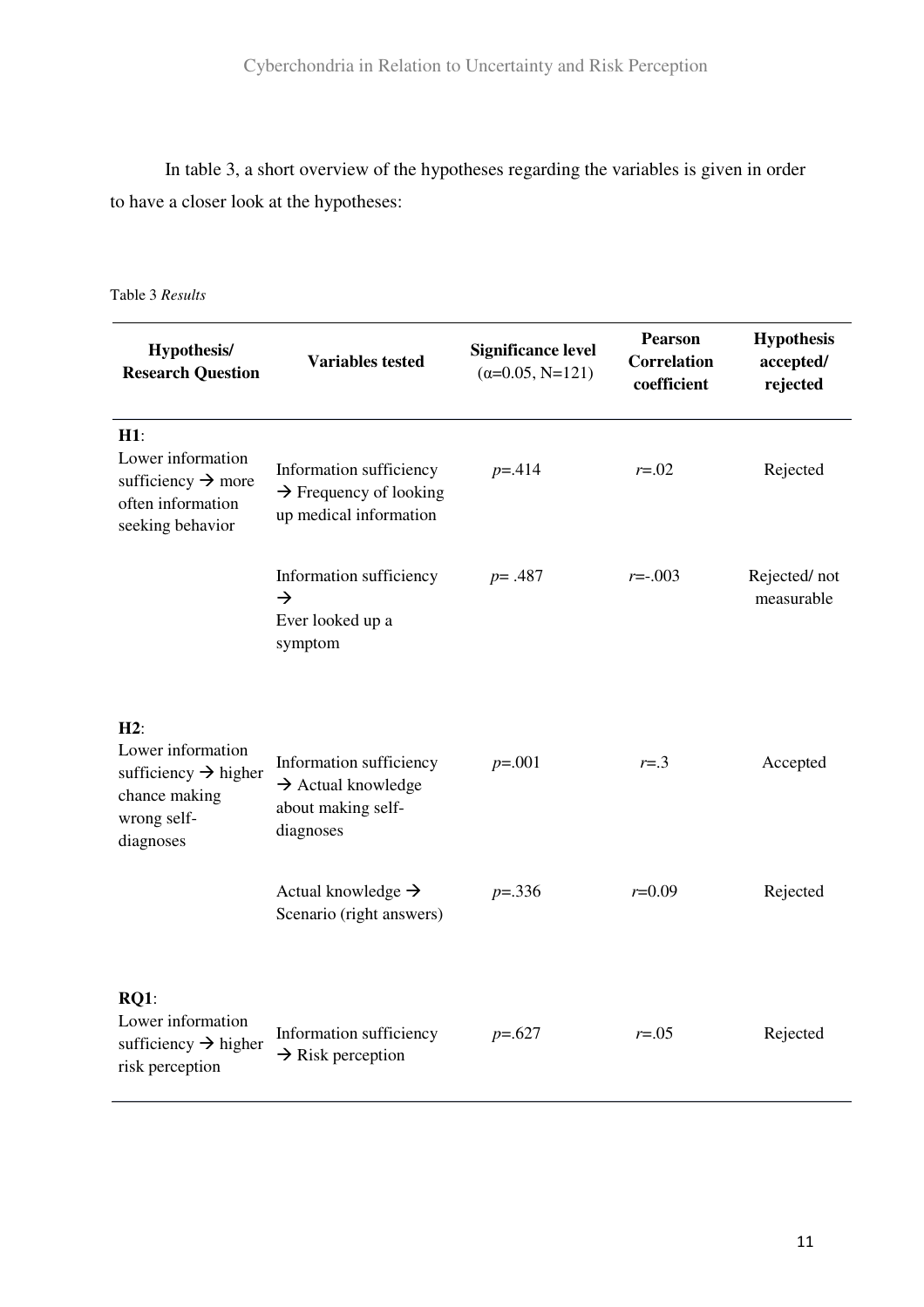In table 3, a short overview of the hypotheses regarding the variables is given in order to have a closer look at the hypotheses:

Table 3 *Results*

| Hypothesis/ Research Question | Variables tested | Significance level ($\alpha$=0.05, N=121) | Pearson Correlation coefficient | Hypothesis accepted/ rejected |
|---|---|---|---|---|
| **H1**: Lower information sufficiency → more often information seeking behavior | Information sufficiency → Frequency of looking up medical information | $p$=.414 | $r$=.02 | Rejected |
| | Information sufficiency → Ever looked up a symptom | $p$= .487 | $r$=-.003 | Rejected/ not measurable |
| **H2**: Lower information sufficiency → higher chance making wrong self-diagnoses | Information sufficiency → Actual knowledge about making self-diagnoses | $p$=.001 | $r$=.3 | Accepted |
| | Actual knowledge → Scenario (right answers) | $p$=.336 | $r$=0.09 | Rejected |
| **RQ1**: Lower information sufficiency → higher risk perception | Information sufficiency → Risk perception | $p$=.627 | $r$=.05 | Rejected |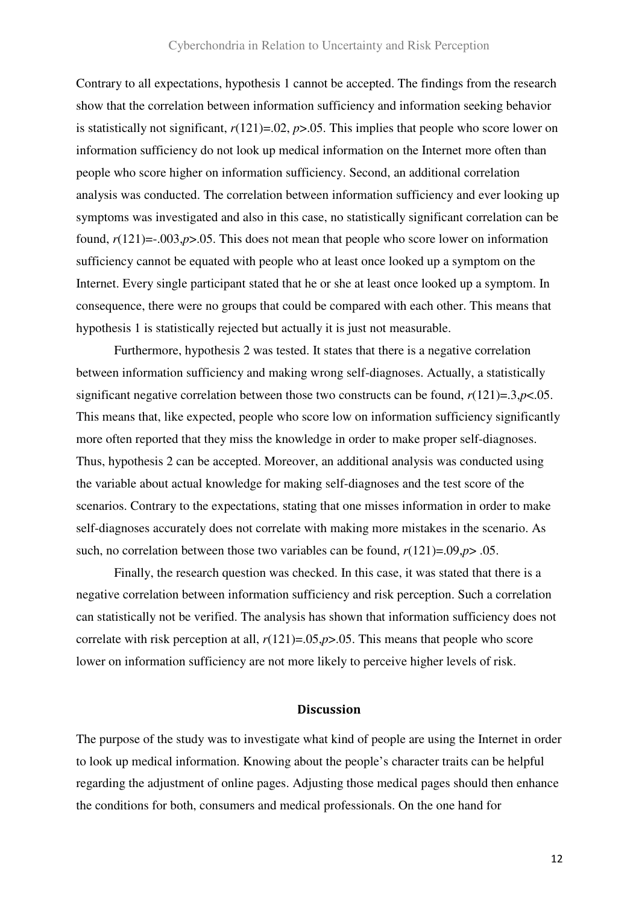Contrary to all expectations, hypothesis 1 cannot be accepted. The findings from the research show that the correlation between information sufficiency and information seeking behavior is statistically not significant, $r(121)=.02$, $p>.05$. This implies that people who score lower on information sufficiency do not look up medical information on the Internet more often than people who score higher on information sufficiency. Second, an additional correlation analysis was conducted. The correlation between information sufficiency and ever looking up symptoms was investigated and also in this case, no statistically significant correlation can be found, $r(121)=-.003, p>.05$. This does not mean that people who score lower on information sufficiency cannot be equated with people who at least once looked up a symptom on the Internet. Every single participant stated that he or she at least once looked up a symptom. In consequence, there were no groups that could be compared with each other. This means that hypothesis 1 is statistically rejected but actually it is just not measurable.

Furthermore, hypothesis 2 was tested. It states that there is a negative correlation between information sufficiency and making wrong self-diagnoses. Actually, a statistically significant negative correlation between those two constructs can be found, $r(121)=.3, p<.05$. This means that, like expected, people who score low on information sufficiency significantly more often reported that they miss the knowledge in order to make proper self-diagnoses. Thus, hypothesis 2 can be accepted. Moreover, an additional analysis was conducted using the variable about actual knowledge for making self-diagnoses and the test score of the scenarios. Contrary to the expectations, stating that one misses information in order to make self-diagnoses accurately does not correlate with making more mistakes in the scenario. As such, no correlation between those two variables can be found, $r(121)=.09, p> .05$.

Finally, the research question was checked. In this case, it was stated that there is a negative correlation between information sufficiency and risk perception. Such a correlation can statistically not be verified. The analysis has shown that information sufficiency does not correlate with risk perception at all, $r(121)=.05, p>.05$. This means that people who score lower on information sufficiency are not more likely to perceive higher levels of risk.

## Discussion

The purpose of the study was to investigate what kind of people are using the Internet in order to look up medical information. Knowing about the people's character traits can be helpful regarding the adjustment of online pages. Adjusting those medical pages should then enhance the conditions for both, consumers and medical professionals. On the one hand for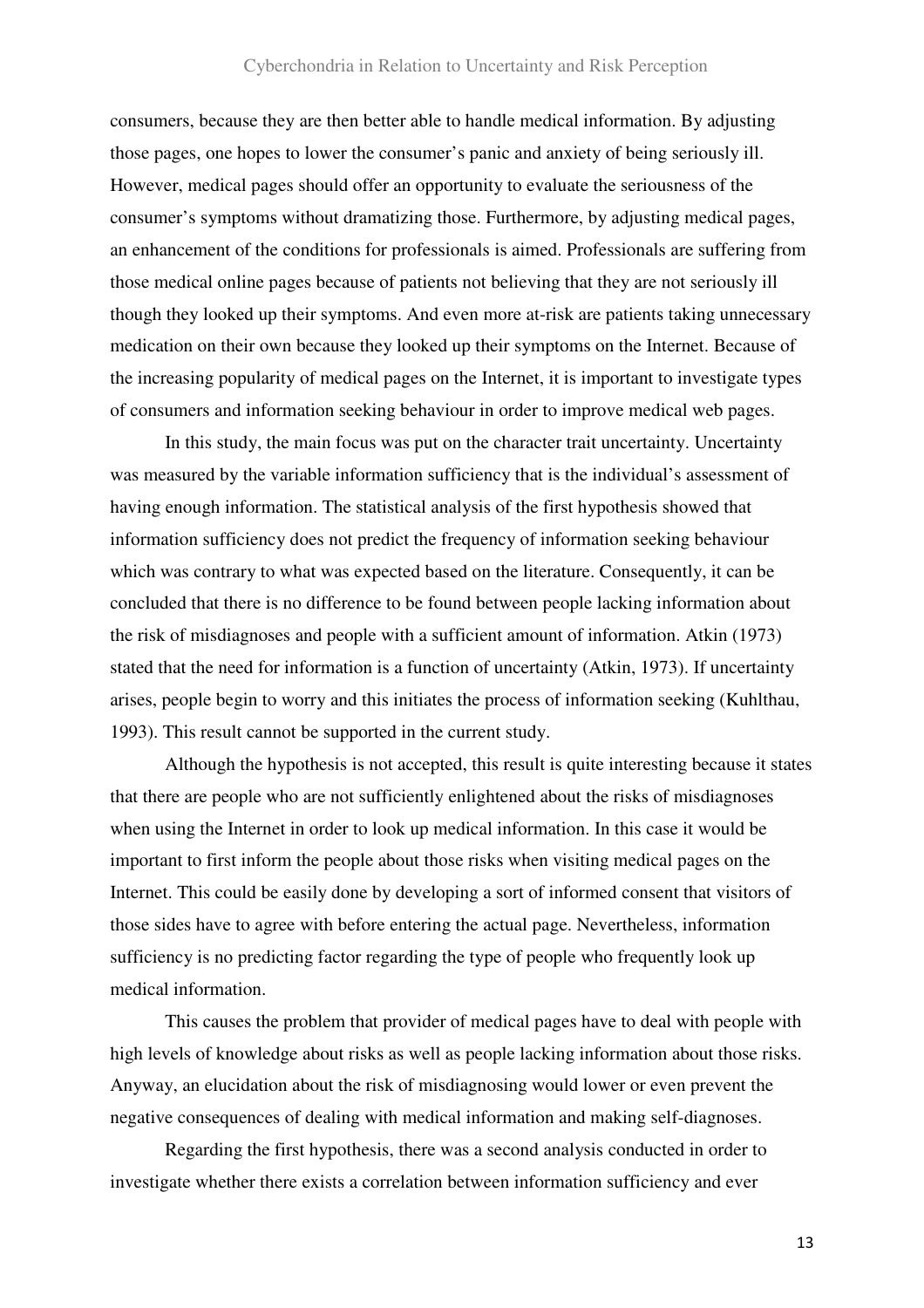consumers, because they are then better able to handle medical information. By adjusting those pages, one hopes to lower the consumer's panic and anxiety of being seriously ill. However, medical pages should offer an opportunity to evaluate the seriousness of the consumer's symptoms without dramatizing those. Furthermore, by adjusting medical pages, an enhancement of the conditions for professionals is aimed. Professionals are suffering from those medical online pages because of patients not believing that they are not seriously ill though they looked up their symptoms. And even more at-risk are patients taking unnecessary medication on their own because they looked up their symptoms on the Internet. Because of the increasing popularity of medical pages on the Internet, it is important to investigate types of consumers and information seeking behaviour in order to improve medical web pages.

In this study, the main focus was put on the character trait uncertainty. Uncertainty was measured by the variable information sufficiency that is the individual's assessment of having enough information. The statistical analysis of the first hypothesis showed that information sufficiency does not predict the frequency of information seeking behaviour which was contrary to what was expected based on the literature. Consequently, it can be concluded that there is no difference to be found between people lacking information about the risk of misdiagnoses and people with a sufficient amount of information. Atkin (1973) stated that the need for information is a function of uncertainty (Atkin, 1973). If uncertainty arises, people begin to worry and this initiates the process of information seeking (Kuhlthau, 1993). This result cannot be supported in the current study.

Although the hypothesis is not accepted, this result is quite interesting because it states that there are people who are not sufficiently enlightened about the risks of misdiagnoses when using the Internet in order to look up medical information. In this case it would be important to first inform the people about those risks when visiting medical pages on the Internet. This could be easily done by developing a sort of informed consent that visitors of those sides have to agree with before entering the actual page. Nevertheless, information sufficiency is no predicting factor regarding the type of people who frequently look up medical information.

This causes the problem that provider of medical pages have to deal with people with high levels of knowledge about risks as well as people lacking information about those risks. Anyway, an elucidation about the risk of misdiagnosing would lower or even prevent the negative consequences of dealing with medical information and making self-diagnoses.

Regarding the first hypothesis, there was a second analysis conducted in order to investigate whether there exists a correlation between information sufficiency and ever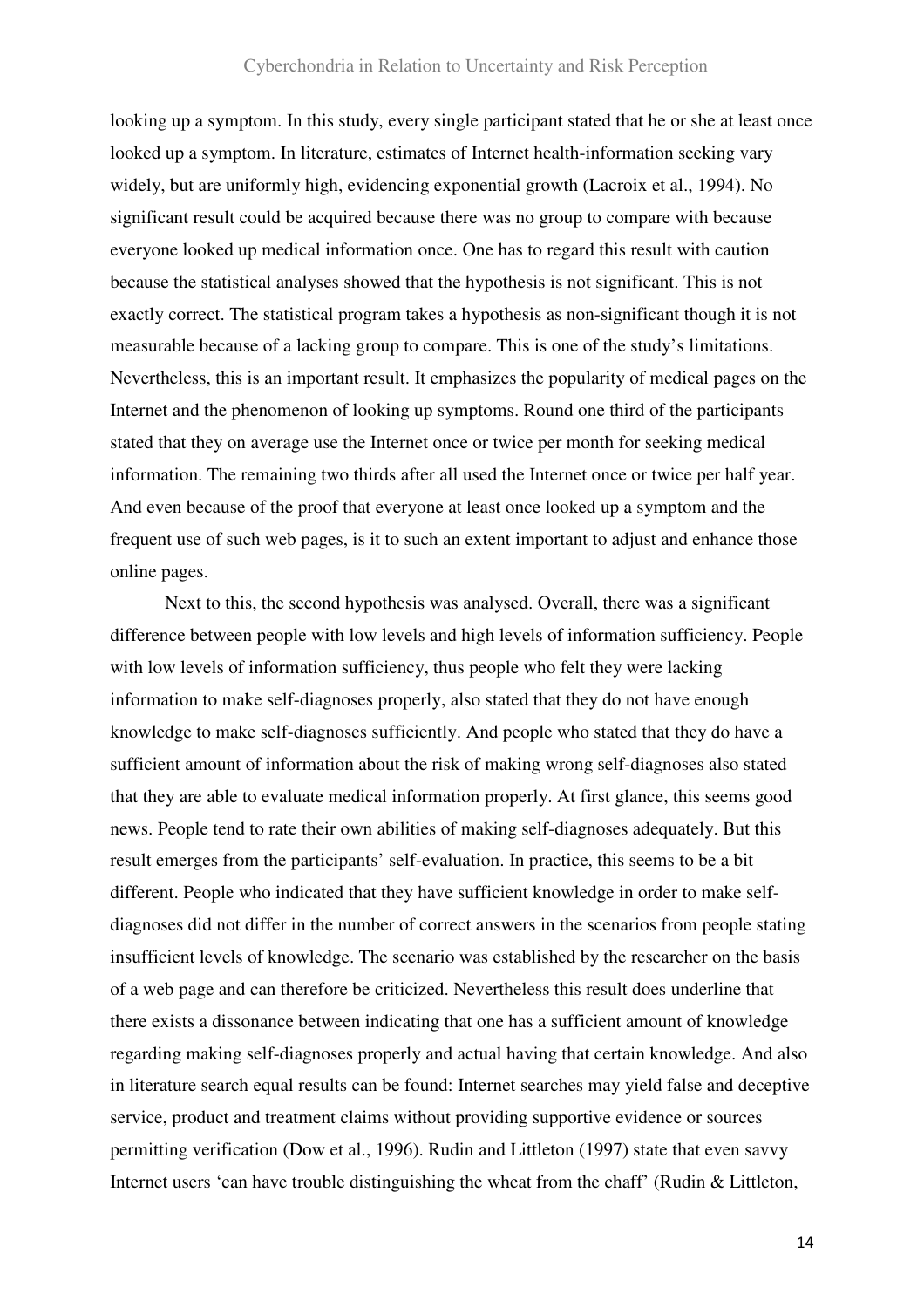looking up a symptom. In this study, every single participant stated that he or she at least once looked up a symptom. In literature, estimates of Internet health-information seeking vary widely, but are uniformly high, evidencing exponential growth (Lacroix et al., 1994). No significant result could be acquired because there was no group to compare with because everyone looked up medical information once. One has to regard this result with caution because the statistical analyses showed that the hypothesis is not significant. This is not exactly correct. The statistical program takes a hypothesis as non-significant though it is not measurable because of a lacking group to compare. This is one of the study's limitations. Nevertheless, this is an important result. It emphasizes the popularity of medical pages on the Internet and the phenomenon of looking up symptoms. Round one third of the participants stated that they on average use the Internet once or twice per month for seeking medical information. The remaining two thirds after all used the Internet once or twice per half year. And even because of the proof that everyone at least once looked up a symptom and the frequent use of such web pages, is it to such an extent important to adjust and enhance those online pages.

Next to this, the second hypothesis was analysed. Overall, there was a significant difference between people with low levels and high levels of information sufficiency. People with low levels of information sufficiency, thus people who felt they were lacking information to make self-diagnoses properly, also stated that they do not have enough knowledge to make self-diagnoses sufficiently. And people who stated that they do have a sufficient amount of information about the risk of making wrong self-diagnoses also stated that they are able to evaluate medical information properly. At first glance, this seems good news. People tend to rate their own abilities of making self-diagnoses adequately. But this result emerges from the participants' self-evaluation. In practice, this seems to be a bit different. People who indicated that they have sufficient knowledge in order to make self-diagnoses did not differ in the number of correct answers in the scenarios from people stating insufficient levels of knowledge. The scenario was established by the researcher on the basis of a web page and can therefore be criticized. Nevertheless this result does underline that there exists a dissonance between indicating that one has a sufficient amount of knowledge regarding making self-diagnoses properly and actual having that certain knowledge. And also in literature search equal results can be found: Internet searches may yield false and deceptive service, product and treatment claims without providing supportive evidence or sources permitting verification (Dow et al., 1996). Rudin and Littleton (1997) state that even savvy Internet users 'can have trouble distinguishing the wheat from the chaff' (Rudin & Littleton,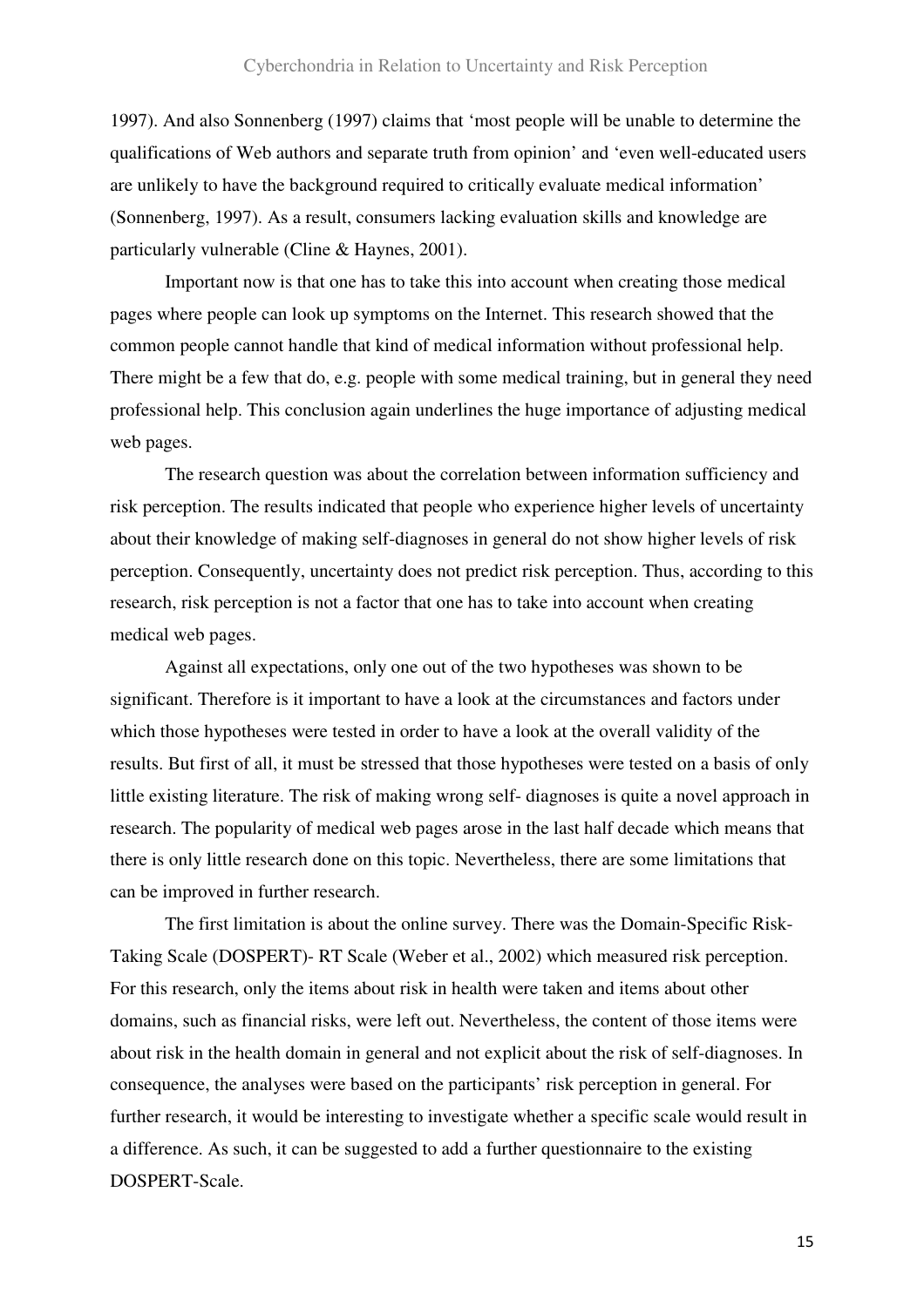1997). And also Sonnenberg (1997) claims that 'most people will be unable to determine the qualifications of Web authors and separate truth from opinion' and 'even well-educated users are unlikely to have the background required to critically evaluate medical information' (Sonnenberg, 1997). As a result, consumers lacking evaluation skills and knowledge are particularly vulnerable (Cline & Haynes, 2001).

Important now is that one has to take this into account when creating those medical pages where people can look up symptoms on the Internet. This research showed that the common people cannot handle that kind of medical information without professional help. There might be a few that do, e.g. people with some medical training, but in general they need professional help. This conclusion again underlines the huge importance of adjusting medical web pages.

The research question was about the correlation between information sufficiency and risk perception. The results indicated that people who experience higher levels of uncertainty about their knowledge of making self-diagnoses in general do not show higher levels of risk perception. Consequently, uncertainty does not predict risk perception. Thus, according to this research, risk perception is not a factor that one has to take into account when creating medical web pages.

Against all expectations, only one out of the two hypotheses was shown to be significant. Therefore is it important to have a look at the circumstances and factors under which those hypotheses were tested in order to have a look at the overall validity of the results. But first of all, it must be stressed that those hypotheses were tested on a basis of only little existing literature. The risk of making wrong self- diagnoses is quite a novel approach in research. The popularity of medical web pages arose in the last half decade which means that there is only little research done on this topic. Nevertheless, there are some limitations that can be improved in further research.

The first limitation is about the online survey. There was the Domain-Specific Risk-Taking Scale (DOSPERT)- RT Scale (Weber et al., 2002) which measured risk perception. For this research, only the items about risk in health were taken and items about other domains, such as financial risks, were left out. Nevertheless, the content of those items were about risk in the health domain in general and not explicit about the risk of self-diagnoses. In consequence, the analyses were based on the participants' risk perception in general. For further research, it would be interesting to investigate whether a specific scale would result in a difference. As such, it can be suggested to add a further questionnaire to the existing DOSPERT-Scale.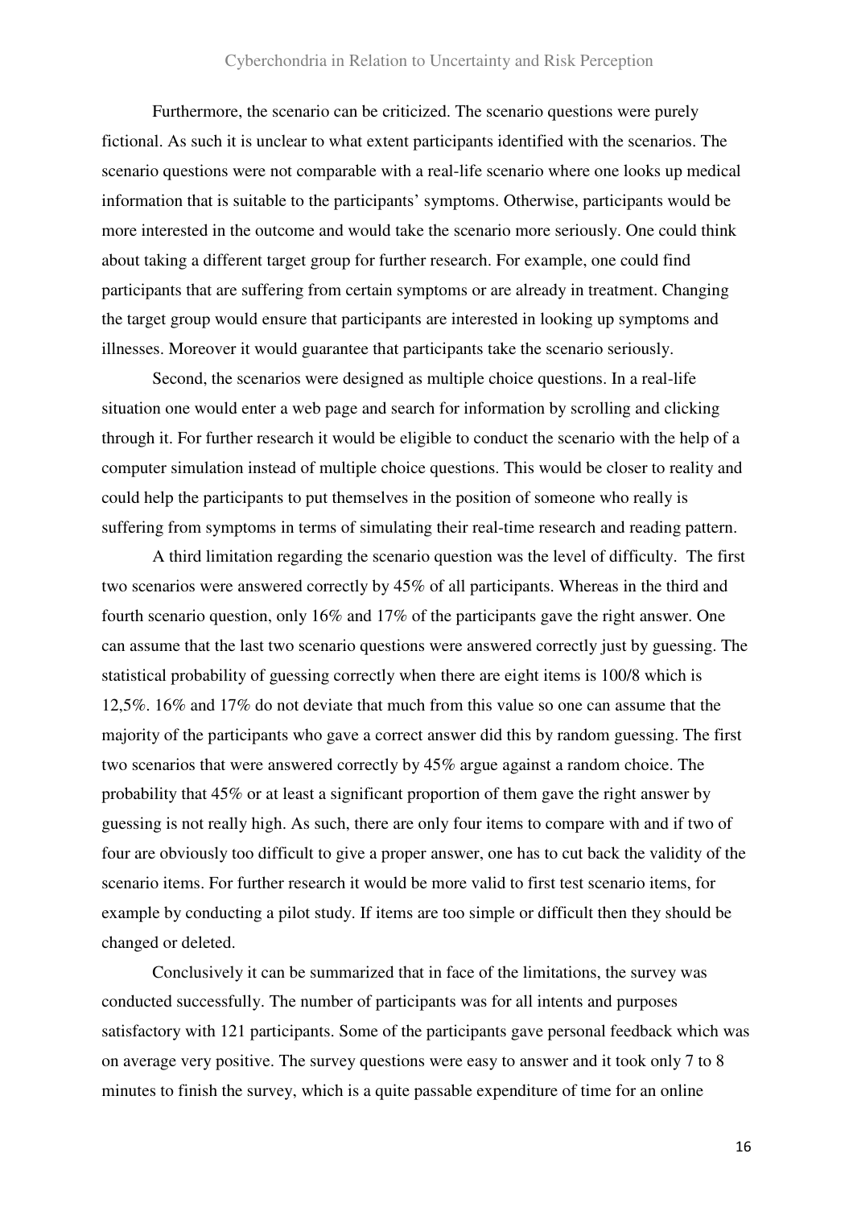Furthermore, the scenario can be criticized. The scenario questions were purely fictional. As such it is unclear to what extent participants identified with the scenarios. The scenario questions were not comparable with a real-life scenario where one looks up medical information that is suitable to the participants' symptoms. Otherwise, participants would be more interested in the outcome and would take the scenario more seriously. One could think about taking a different target group for further research. For example, one could find participants that are suffering from certain symptoms or are already in treatment. Changing the target group would ensure that participants are interested in looking up symptoms and illnesses. Moreover it would guarantee that participants take the scenario seriously.

Second, the scenarios were designed as multiple choice questions. In a real-life situation one would enter a web page and search for information by scrolling and clicking through it. For further research it would be eligible to conduct the scenario with the help of a computer simulation instead of multiple choice questions. This would be closer to reality and could help the participants to put themselves in the position of someone who really is suffering from symptoms in terms of simulating their real-time research and reading pattern.

A third limitation regarding the scenario question was the level of difficulty. The first two scenarios were answered correctly by 45% of all participants. Whereas in the third and fourth scenario question, only 16% and 17% of the participants gave the right answer. One can assume that the last two scenario questions were answered correctly just by guessing. The statistical probability of guessing correctly when there are eight items is 100/8 which is 12,5%. 16% and 17% do not deviate that much from this value so one can assume that the majority of the participants who gave a correct answer did this by random guessing. The first two scenarios that were answered correctly by 45% argue against a random choice. The probability that 45% or at least a significant proportion of them gave the right answer by guessing is not really high. As such, there are only four items to compare with and if two of four are obviously too difficult to give a proper answer, one has to cut back the validity of the scenario items. For further research it would be more valid to first test scenario items, for example by conducting a pilot study. If items are too simple or difficult then they should be changed or deleted.

Conclusively it can be summarized that in face of the limitations, the survey was conducted successfully. The number of participants was for all intents and purposes satisfactory with 121 participants. Some of the participants gave personal feedback which was on average very positive. The survey questions were easy to answer and it took only 7 to 8 minutes to finish the survey, which is a quite passable expenditure of time for an online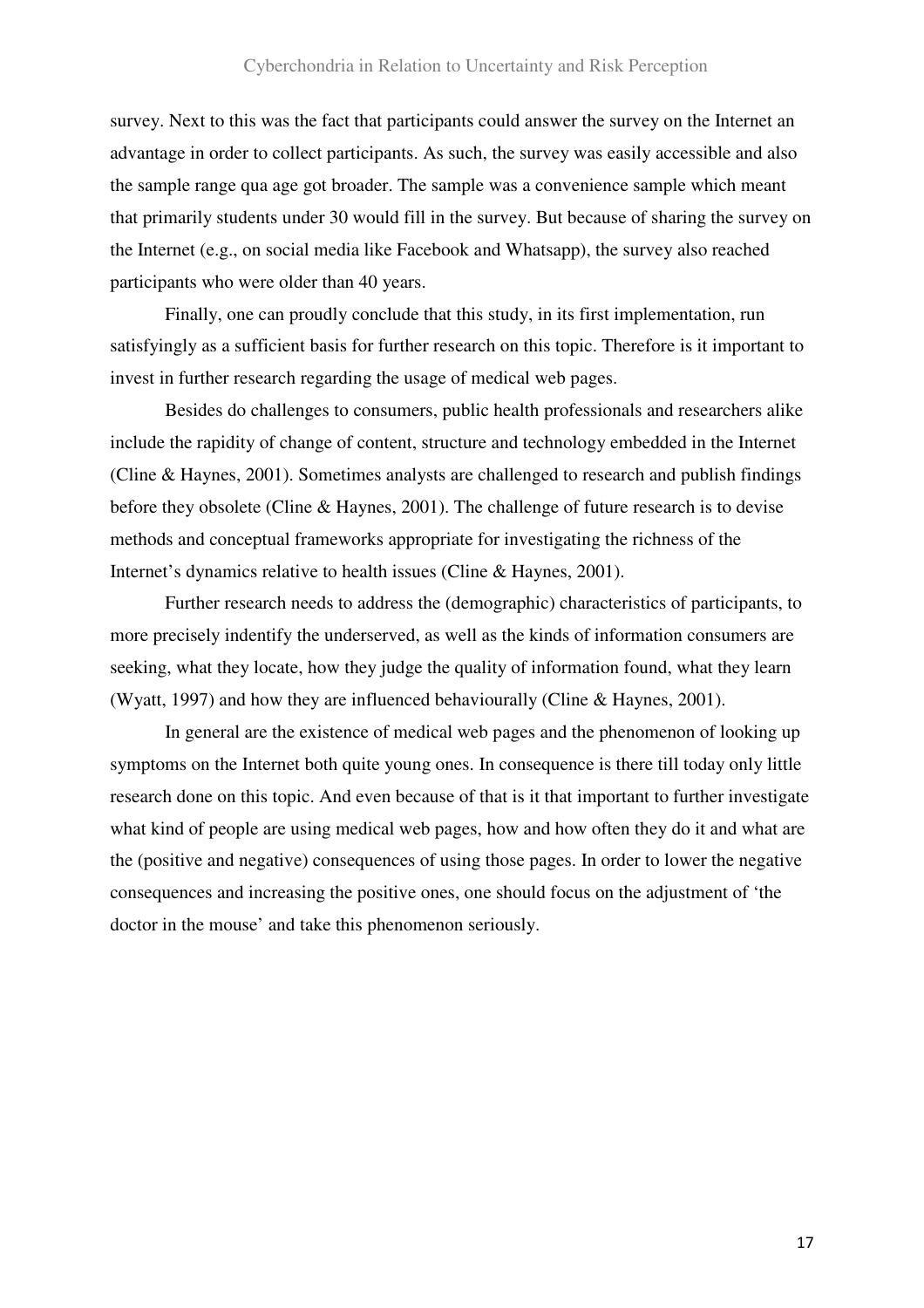survey. Next to this was the fact that participants could answer the survey on the Internet an advantage in order to collect participants. As such, the survey was easily accessible and also the sample range qua age got broader. The sample was a convenience sample which meant that primarily students under 30 would fill in the survey. But because of sharing the survey on the Internet (e.g., on social media like Facebook and Whatsapp), the survey also reached participants who were older than 40 years.

Finally, one can proudly conclude that this study, in its first implementation, run satisfyingly as a sufficient basis for further research on this topic. Therefore is it important to invest in further research regarding the usage of medical web pages.

Besides do challenges to consumers, public health professionals and researchers alike include the rapidity of change of content, structure and technology embedded in the Internet (Cline & Haynes, 2001). Sometimes analysts are challenged to research and publish findings before they obsolete (Cline & Haynes, 2001). The challenge of future research is to devise methods and conceptual frameworks appropriate for investigating the richness of the Internet's dynamics relative to health issues (Cline & Haynes, 2001).

Further research needs to address the (demographic) characteristics of participants, to more precisely indentify the underserved, as well as the kinds of information consumers are seeking, what they locate, how they judge the quality of information found, what they learn (Wyatt, 1997) and how they are influenced behaviourally (Cline & Haynes, 2001).

In general are the existence of medical web pages and the phenomenon of looking up symptoms on the Internet both quite young ones. In consequence is there till today only little research done on this topic. And even because of that is it that important to further investigate what kind of people are using medical web pages, how and how often they do it and what are the (positive and negative) consequences of using those pages. In order to lower the negative consequences and increasing the positive ones, one should focus on the adjustment of 'the doctor in the mouse' and take this phenomenon seriously.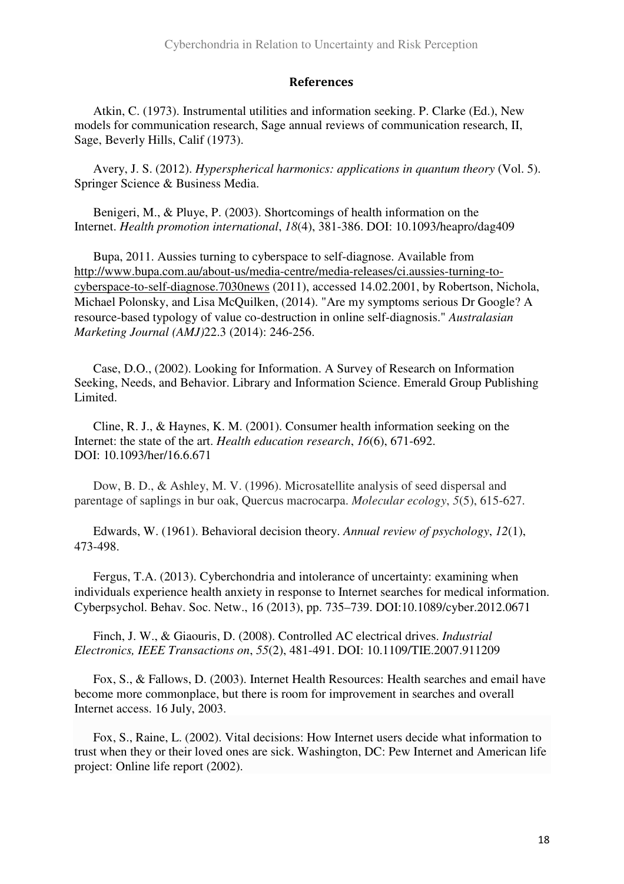## References

Atkin, C. (1973). Instrumental utilities and information seeking. P. Clarke (Ed.), New models for communication research, Sage annual reviews of communication research, II, Sage, Beverly Hills, Calif (1973).

Avery, J. S. (2012). *Hyperspherical harmonics: applications in quantum theory* (Vol. 5). Springer Science & Business Media.

Benigeri, M., & Pluye, P. (2003). Shortcomings of health information on the Internet. *Health promotion international*, *18*(4), 381-386. DOI: 10.1093/heapro/dag409

Bupa, 2011. Aussies turning to cyberspace to self-diagnose. Available from http://www.bupa.com.au/about-us/media-centre/media-releases/ci.aussies-turning-to-cyberspace-to-self-diagnose.7030news (2011), accessed 14.02.2001, by Robertson, Nichola, Michael Polonsky, and Lisa McQuilken, (2014). "Are my symptoms serious Dr Google? A resource-based typology of value co-destruction in online self-diagnosis." *Australasian Marketing Journal (AMJ)*22.3 (2014): 246-256.

Case, D.O., (2002). Looking for Information. A Survey of Research on Information Seeking, Needs, and Behavior. Library and Information Science. Emerald Group Publishing Limited.

Cline, R. J., & Haynes, K. M. (2001). Consumer health information seeking on the Internet: the state of the art. *Health education research*, *16*(6), 671-692. DOI: 10.1093/her/16.6.671

Dow, B. D., & Ashley, M. V. (1996). Microsatellite analysis of seed dispersal and parentage of saplings in bur oak, Quercus macrocarpa. *Molecular ecology*, *5*(5), 615-627.

Edwards, W. (1961). Behavioral decision theory. *Annual review of psychology*, *12*(1), 473-498.

Fergus, T.A. (2013). Cyberchondria and intolerance of uncertainty: examining when individuals experience health anxiety in response to Internet searches for medical information. Cyberpsychol. Behav. Soc. Netw., 16 (2013), pp. 735–739. DOI:10.1089/cyber.2012.0671

Finch, J. W., & Giaouris, D. (2008). Controlled AC electrical drives. *Industrial Electronics, IEEE Transactions on*, *55*(2), 481-491. DOI: 10.1109/TIE.2007.911209

Fox, S., & Fallows, D. (2003). Internet Health Resources: Health searches and email have become more commonplace, but there is room for improvement in searches and overall Internet access. 16 July, 2003.

Fox, S., Raine, L. (2002). Vital decisions: How Internet users decide what information to trust when they or their loved ones are sick. Washington, DC: Pew Internet and American life project: Online life report (2002).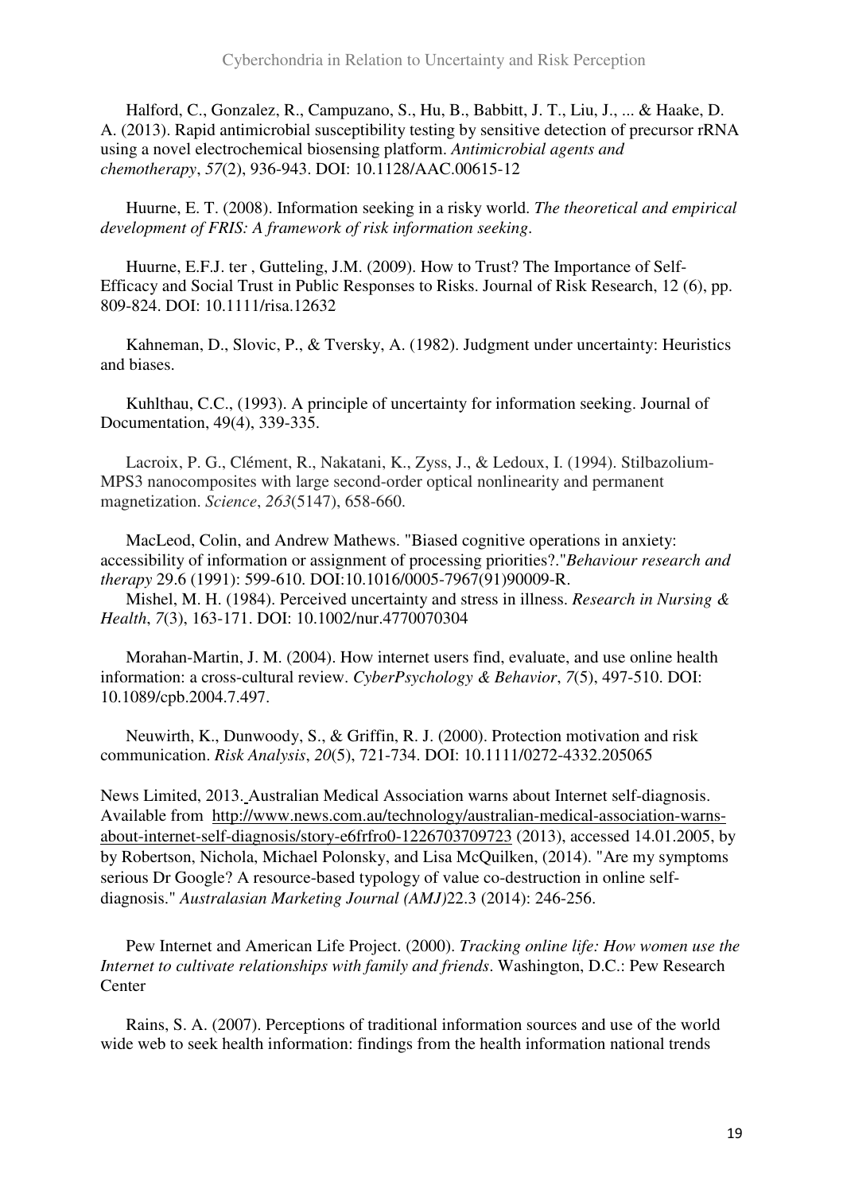Halford, C., Gonzalez, R., Campuzano, S., Hu, B., Babbitt, J. T., Liu, J., ... & Haake, D. A. (2013). Rapid antimicrobial susceptibility testing by sensitive detection of precursor rRNA using a novel electrochemical biosensing platform. *Antimicrobial agents and chemotherapy*, *57*(2), 936-943. DOI: 10.1128/AAC.00615-12

Huurne, E. T. (2008). Information seeking in a risky world. *The theoretical and empirical development of FRIS: A framework of risk information seeking*.

Huurne, E.F.J. ter , Gutteling, J.M. (2009). How to Trust? The Importance of Self-Efficacy and Social Trust in Public Responses to Risks. Journal of Risk Research, 12 (6), pp. 809-824. DOI: 10.1111/risa.12632

Kahneman, D., Slovic, P., & Tversky, A. (1982). Judgment under uncertainty: Heuristics and biases.

Kuhlthau, C.C., (1993). A principle of uncertainty for information seeking. Journal of Documentation, 49(4), 339-335.

Lacroix, P. G., Clément, R., Nakatani, K., Zyss, J., & Ledoux, I. (1994). Stilbazolium-MPS3 nanocomposites with large second-order optical nonlinearity and permanent magnetization. *Science*, *263*(5147), 658-660.

MacLeod, Colin, and Andrew Mathews. "Biased cognitive operations in anxiety: accessibility of information or assignment of processing priorities?."*Behaviour research and therapy* 29.6 (1991): 599-610. DOI:10.1016/0005-7967(91)90009-R.

Mishel, M. H. (1984). Perceived uncertainty and stress in illness. *Research in Nursing & Health*, *7*(3), 163-171. DOI: 10.1002/nur.4770070304

Morahan-Martin, J. M. (2004). How internet users find, evaluate, and use online health information: a cross-cultural review. *CyberPsychology & Behavior*, *7*(5), 497-510. DOI: 10.1089/cpb.2004.7.497.

Neuwirth, K., Dunwoody, S., & Griffin, R. J. (2000). Protection motivation and risk communication. *Risk Analysis*, *20*(5), 721-734. DOI: 10.1111/0272-4332.205065

News Limited, 2013. Australian Medical Association warns about Internet self-diagnosis. Available from http://www.news.com.au/technology/australian-medical-association-warns-about-internet-self-diagnosis/story-e6frfro0-1226703709723 (2013), accessed 14.01.2005, by by Robertson, Nichola, Michael Polonsky, and Lisa McQuilken, (2014). "Are my symptoms serious Dr Google? A resource-based typology of value co-destruction in online self-diagnosis." *Australasian Marketing Journal (AMJ)*22.3 (2014): 246-256.

Pew Internet and American Life Project. (2000). *Tracking online life: How women use the Internet to cultivate relationships with family and friends*. Washington, D.C.: Pew Research Center

Rains, S. A. (2007). Perceptions of traditional information sources and use of the world wide web to seek health information: findings from the health information national trends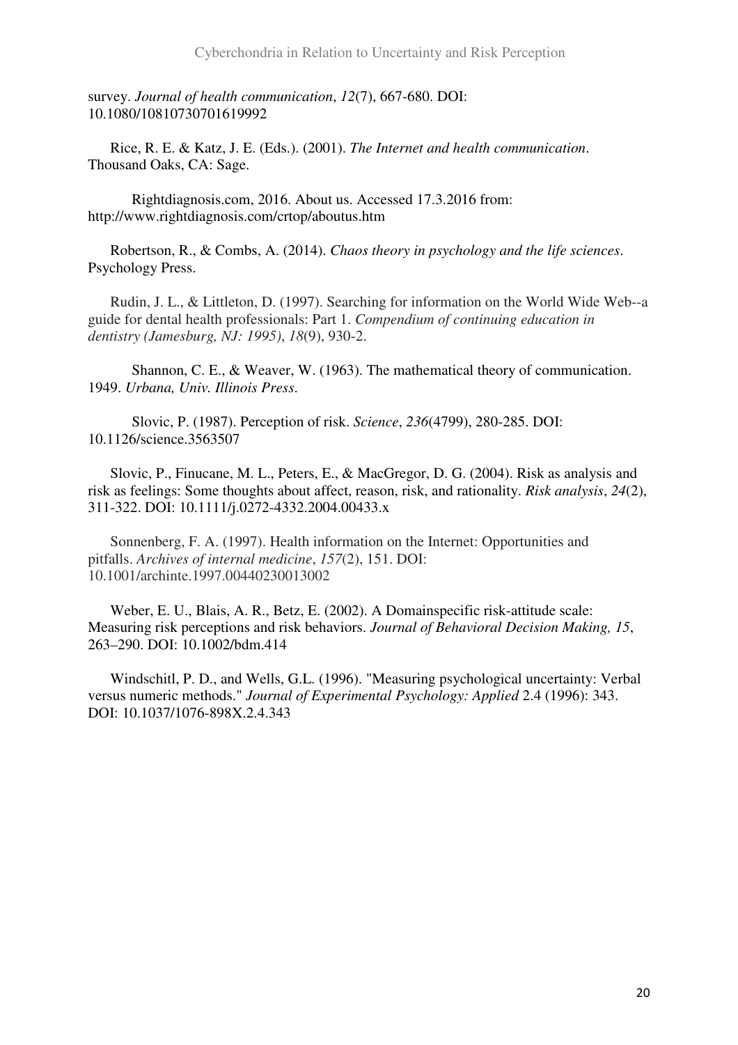survey. *Journal of health communication*, *12*(7), 667-680. DOI: 10.1080/10810730701619992

Rice, R. E. & Katz, J. E. (Eds.). (2001). *The Internet and health communication*. Thousand Oaks, CA: Sage.

Rightdiagnosis.com, 2016. About us. Accessed 17.3.2016 from: http://www.rightdiagnosis.com/crtop/aboutus.htm

Robertson, R., & Combs, A. (2014). *Chaos theory in psychology and the life sciences*. Psychology Press.

Rudin, J. L., & Littleton, D. (1997). Searching for information on the World Wide Web--a guide for dental health professionals: Part 1. *Compendium of continuing education in dentistry (Jamesburg, NJ: 1995)*, *18*(9), 930-2.

Shannon, C. E., & Weaver, W. (1963). The mathematical theory of communication. 1949. *Urbana, Univ. Illinois Press*.

Slovic, P. (1987). Perception of risk. *Science*, *236*(4799), 280-285. DOI: 10.1126/science.3563507

Slovic, P., Finucane, M. L., Peters, E., & MacGregor, D. G. (2004). Risk as analysis and risk as feelings: Some thoughts about affect, reason, risk, and rationality. *Risk analysis*, *24*(2), 311-322. DOI: 10.1111/j.0272-4332.2004.00433.x

Sonnenberg, F. A. (1997). Health information on the Internet: Opportunities and pitfalls. *Archives of internal medicine*, *157*(2), 151. DOI: 10.1001/archinte.1997.00440230013002

Weber, E. U., Blais, A. R., Betz, E. (2002). A Domainspecific risk-attitude scale: Measuring risk perceptions and risk behaviors. *Journal of Behavioral Decision Making, 15*, 263–290. DOI: 10.1002/bdm.414

Windschitl, P. D., and Wells, G.L. (1996). "Measuring psychological uncertainty: Verbal versus numeric methods." *Journal of Experimental Psychology: Applied* 2.4 (1996): 343. DOI: 10.1037/1076-898X.2.4.343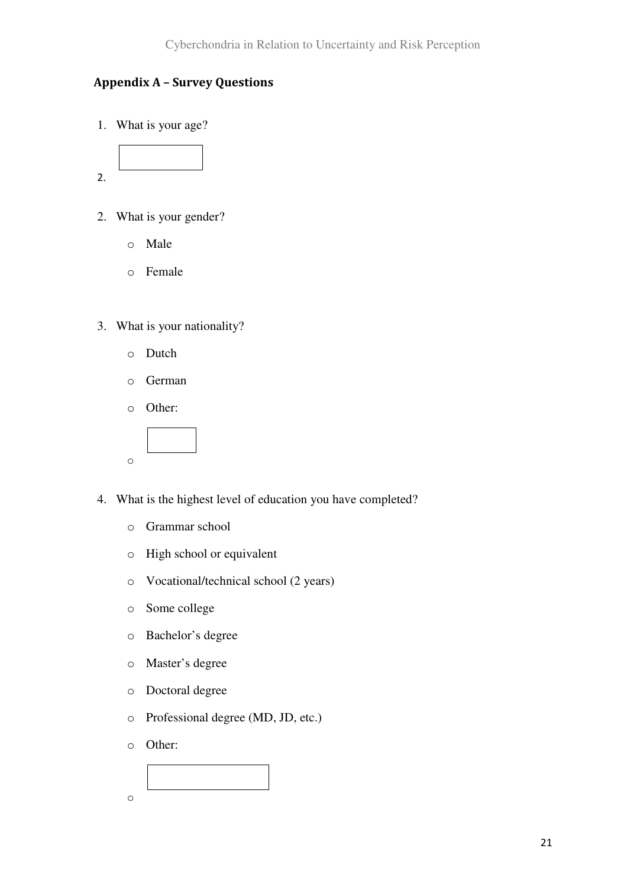## Appendix A – Survey Questions

1. What is your age?

   [ ]

2. What is your gender?
   - Male
   - Female

3. What is your nationality?
   - Dutch
   - German
   - Other:
   - [ ]

4. What is the highest level of education you have completed?
   - Grammar school
   - High school or equivalent
   - Vocational/technical school (2 years)
   - Some college
   - Bachelor's degree
   - Master's degree
   - Doctoral degree
   - Professional degree (MD, JD, etc.)
   - Other:
   - [ ]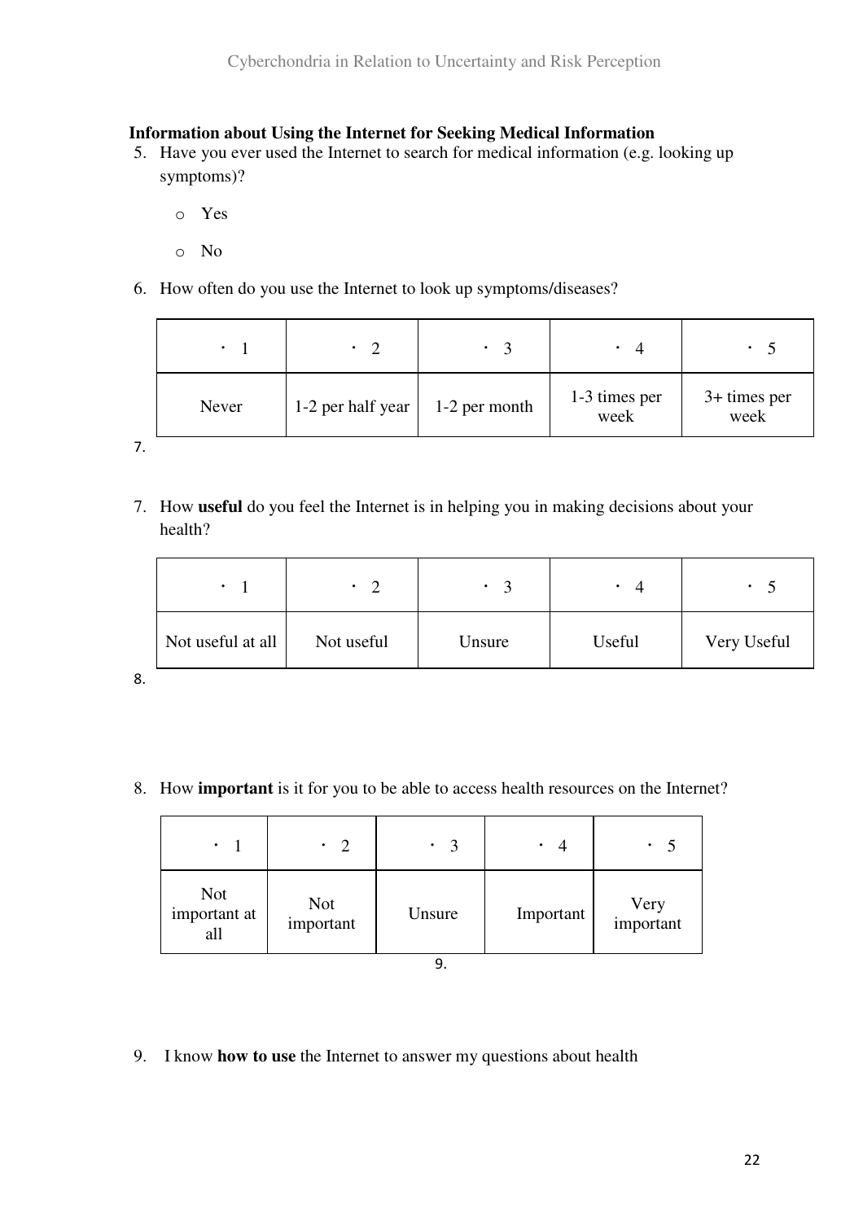**Information about Using the Internet for Seeking Medical Information**

5. Have you ever used the Internet to search for medical information (e.g. looking up symptoms)?

   - Yes
   - No

6. How often do you use the Internet to look up symptoms/diseases?

| · 1 | · 2 | · 3 | · 4 | · 5 |
|---|---|---|---|---|
| Never | 1-2 per half year | 1-2 per month | 1-3 times per week | 3+ times per week |

7.

7. How **useful** do you feel the Internet is in helping you in making decisions about your health?

| · 1 | · 2 | · 3 | · 4 | · 5 |
|---|---|---|---|---|
| Not useful at all | Not useful | Unsure | Useful | Very Useful |

8.

8. How **important** is it for you to be able to access health resources on the Internet?

| · 1 | · 2 | · 3 | · 4 | · 5 |
|---|---|---|---|---|
| Not important at all | Not important | Unsure | Important | Very important |

9.

9. I know **how to use** the Internet to answer my questions about health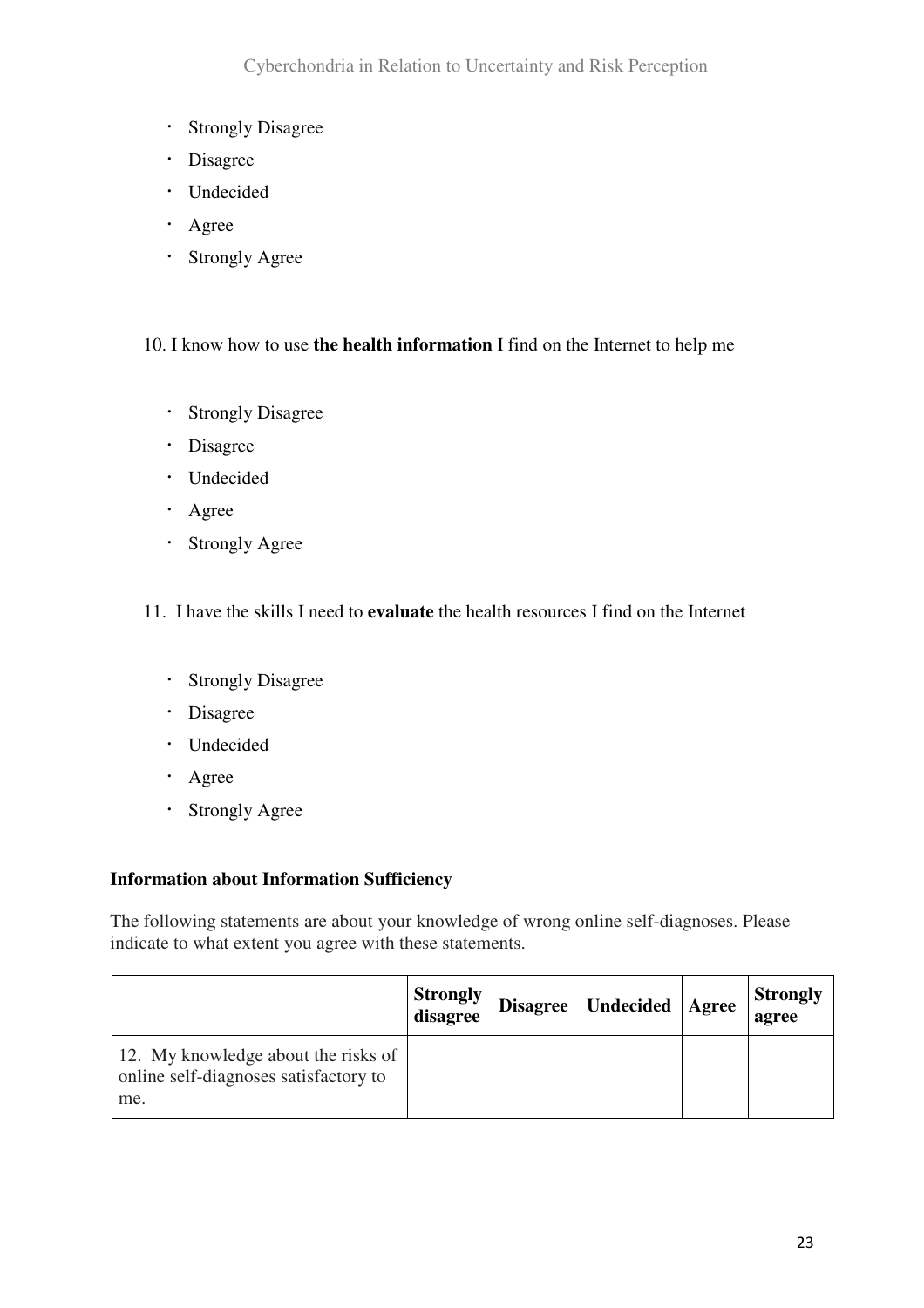- Strongly Disagree
- Disagree
- Undecided
- Agree
- Strongly Agree

10. I know how to use **the health information** I find on the Internet to help me

- Strongly Disagree
- Disagree
- Undecided
- Agree
- Strongly Agree

11. I have the skills I need to **evaluate** the health resources I find on the Internet

- Strongly Disagree
- Disagree
- Undecided
- Agree
- Strongly Agree

**Information about Information Sufficiency**

The following statements are about your knowledge of wrong online self-diagnoses. Please indicate to what extent you agree with these statements.

| | **Strongly disagree** | **Disagree** | **Undecided** | **Agree** | **Strongly agree** |
|---|---|---|---|---|---|
| 12. My knowledge about the risks of online self-diagnoses satisfactory to me. | | | | | |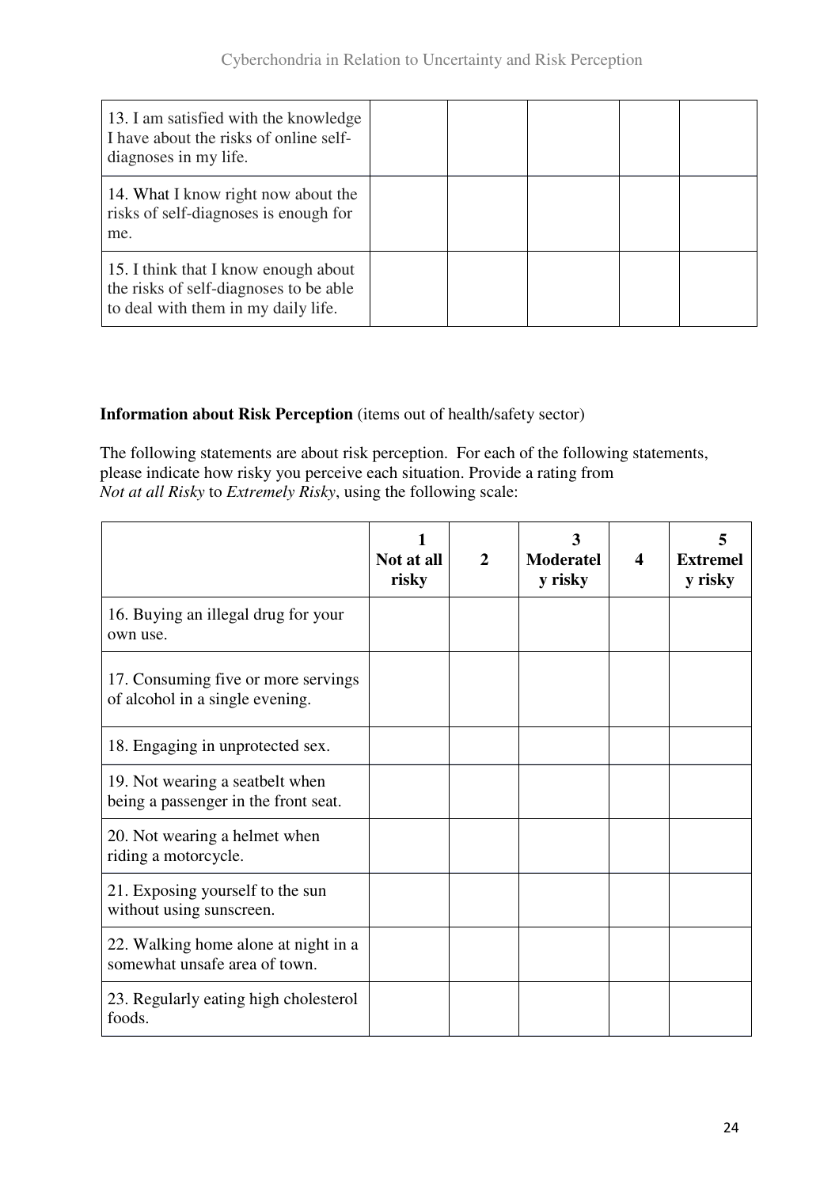| | | | | | |
|---|---|---|---|---|---|
| 13. I am satisfied with the knowledge I have about the risks of online self-diagnoses in my life. | | | | | |
| 14. What I know right now about the risks of self-diagnoses is enough for me. | | | | | |
| 15. I think that I know enough about the risks of self-diagnoses to be able to deal with them in my daily life. | | | | | |

**Information about Risk Perception** (items out of health/safety sector)

The following statements are about risk perception. For each of the following statements, please indicate how risky you perceive each situation. Provide a rating from *Not at all Risky* to *Extremely Risky*, using the following scale:

| | **1 Not at all risky** | **2** | **3 Moderately risky** | **4** | **5 Extremely risky** |
|---|---|---|---|---|---|
| 16. Buying an illegal drug for your own use. | | | | | |
| 17. Consuming five or more servings of alcohol in a single evening. | | | | | |
| 18. Engaging in unprotected sex. | | | | | |
| 19. Not wearing a seatbelt when being a passenger in the front seat. | | | | | |
| 20. Not wearing a helmet when riding a motorcycle. | | | | | |
| 21. Exposing yourself to the sun without using sunscreen. | | | | | |
| 22. Walking home alone at night in a somewhat unsafe area of town. | | | | | |
| 23. Regularly eating high cholesterol foods. | | | | | |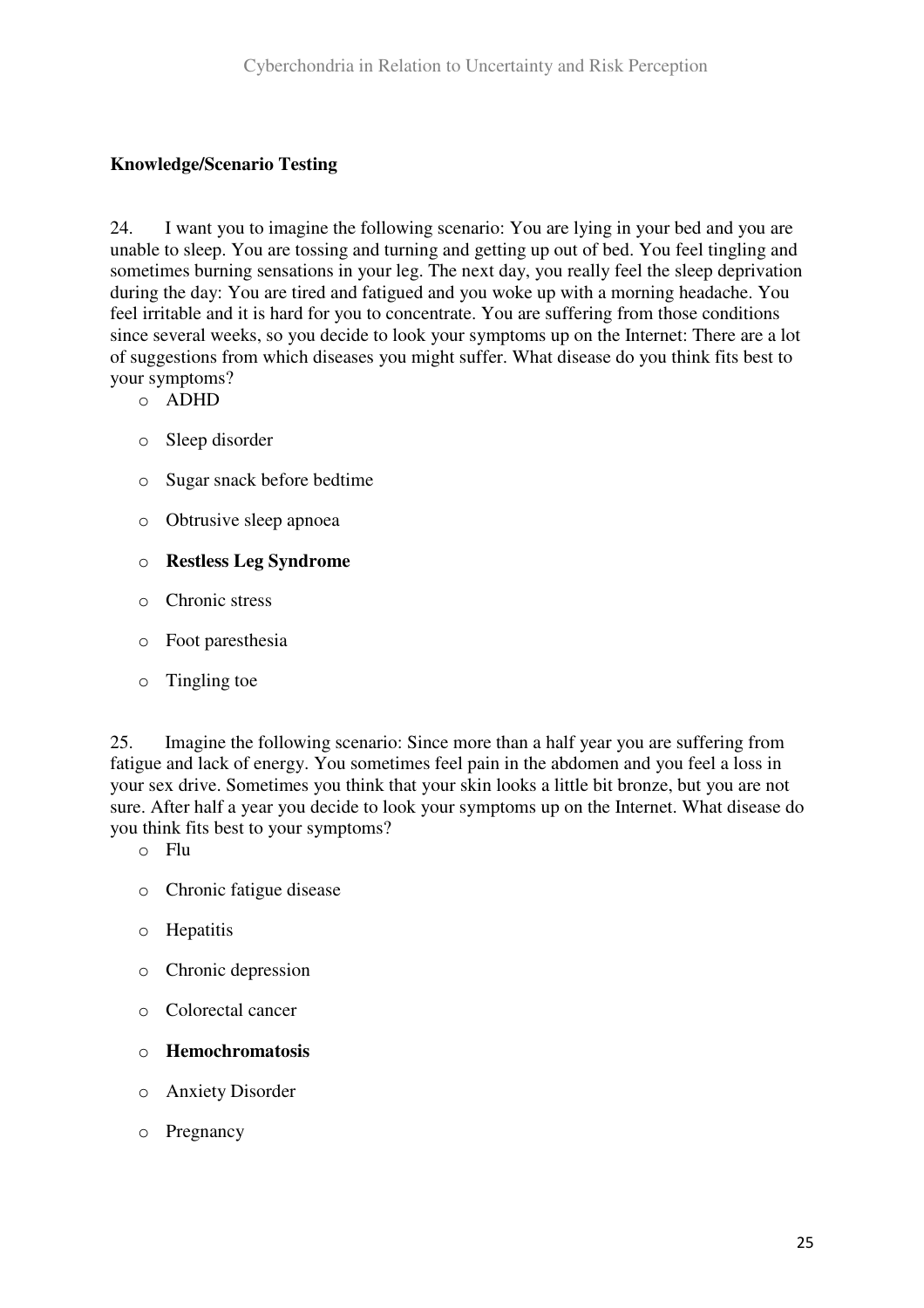**Knowledge/Scenario Testing**

24. I want you to imagine the following scenario: You are lying in your bed and you are unable to sleep. You are tossing and turning and getting up out of bed. You feel tingling and sometimes burning sensations in your leg. The next day, you really feel the sleep deprivation during the day: You are tired and fatigued and you woke up with a morning headache. You feel irritable and it is hard for you to concentrate. You are suffering from those conditions since several weeks, so you decide to look your symptoms up on the Internet: There are a lot of suggestions from which diseases you might suffer. What disease do you think fits best to your symptoms?

- ADHD
- Sleep disorder
- Sugar snack before bedtime
- Obtrusive sleep apnoea
- **Restless Leg Syndrome**
- Chronic stress
- Foot paresthesia
- Tingling toe

25. Imagine the following scenario: Since more than a half year you are suffering from fatigue and lack of energy. You sometimes feel pain in the abdomen and you feel a loss in your sex drive. Sometimes you think that your skin looks a little bit bronze, but you are not sure. After half a year you decide to look your symptoms up on the Internet. What disease do you think fits best to your symptoms?

- Flu
- Chronic fatigue disease
- Hepatitis
- Chronic depression
- Colorectal cancer
- **Hemochromatosis**
- Anxiety Disorder
- Pregnancy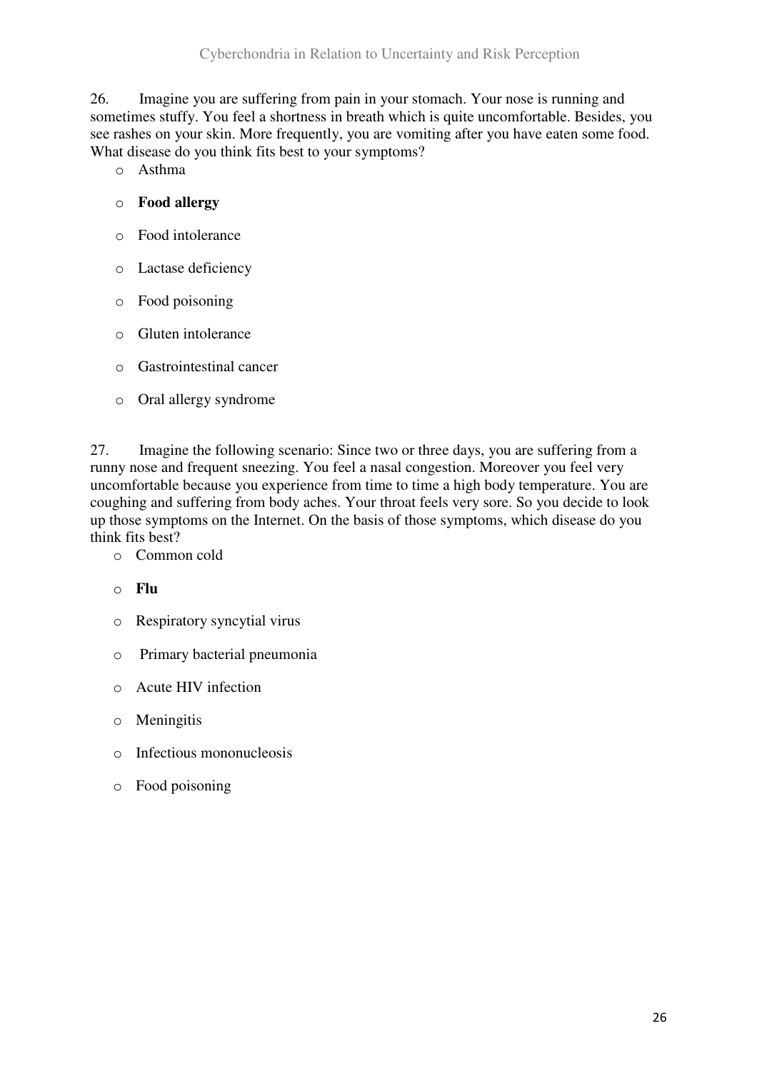26. Imagine you are suffering from pain in your stomach. Your nose is running and sometimes stuffy. You feel a shortness in breath which is quite uncomfortable. Besides, you see rashes on your skin. More frequently, you are vomiting after you have eaten some food. What disease do you think fits best to your symptoms?

- Asthma
- **Food allergy**
- Food intolerance
- Lactase deficiency
- Food poisoning
- Gluten intolerance
- Gastrointestinal cancer
- Oral allergy syndrome

27. Imagine the following scenario: Since two or three days, you are suffering from a runny nose and frequent sneezing. You feel a nasal congestion. Moreover you feel very uncomfortable because you experience from time to time a high body temperature. You are coughing and suffering from body aches. Your throat feels very sore. So you decide to look up those symptoms on the Internet. On the basis of those symptoms, which disease do you think fits best?

- Common cold
- **Flu**
- Respiratory syncytial virus
- Primary bacterial pneumonia
- Acute HIV infection
- Meningitis
- Infectious mononucleosis
- Food poisoning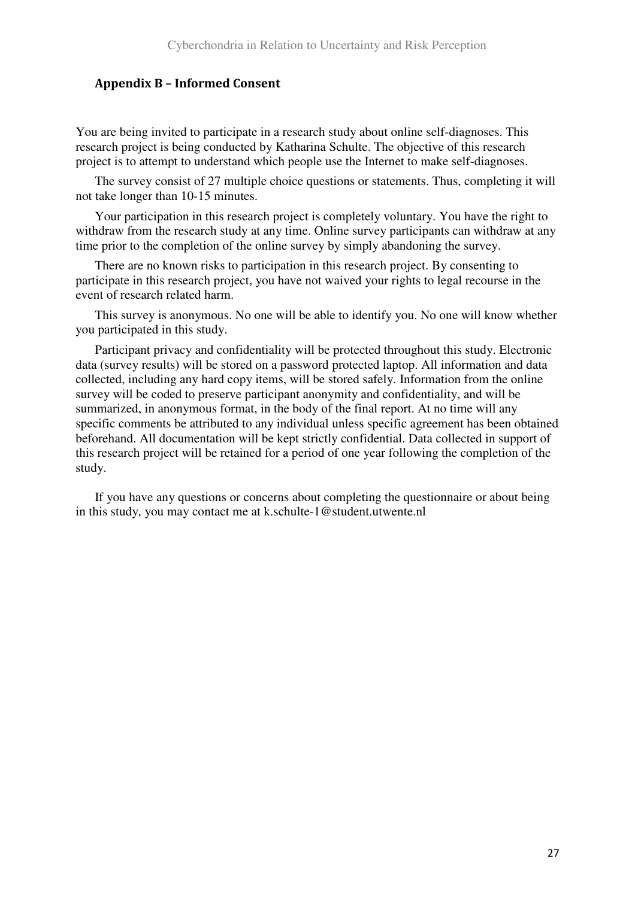## Appendix B – Informed Consent

You are being invited to participate in a research study about online self-diagnoses. This research project is being conducted by Katharina Schulte. The objective of this research project is to attempt to understand which people use the Internet to make self-diagnoses.

The survey consist of 27 multiple choice questions or statements. Thus, completing it will not take longer than 10-15 minutes.

Your participation in this research project is completely voluntary. You have the right to withdraw from the research study at any time. Online survey participants can withdraw at any time prior to the completion of the online survey by simply abandoning the survey.

There are no known risks to participation in this research project. By consenting to participate in this research project, you have not waived your rights to legal recourse in the event of research related harm.

This survey is anonymous. No one will be able to identify you. No one will know whether you participated in this study.

Participant privacy and confidentiality will be protected throughout this study. Electronic data (survey results) will be stored on a password protected laptop. All information and data collected, including any hard copy items, will be stored safely. Information from the online survey will be coded to preserve participant anonymity and confidentiality, and will be summarized, in anonymous format, in the body of the final report. At no time will any specific comments be attributed to any individual unless specific agreement has been obtained beforehand. All documentation will be kept strictly confidential. Data collected in support of this research project will be retained for a period of one year following the completion of the study.

If you have any questions or concerns about completing the questionnaire or about being in this study, you may contact me at k.schulte-1@student.utwente.nl